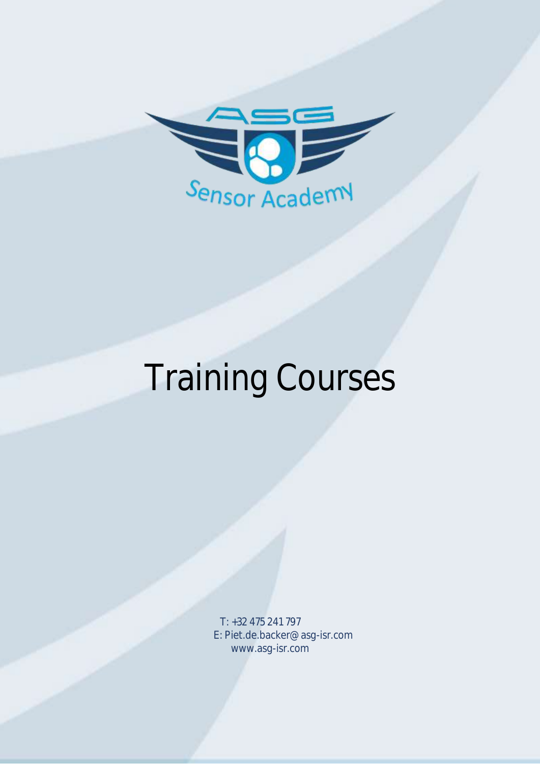ASG

Sensor Academy

# Training Courses

T: +32 475 241 797
E: Piet.de.backer@asg-isr.com
www.asg-isr.com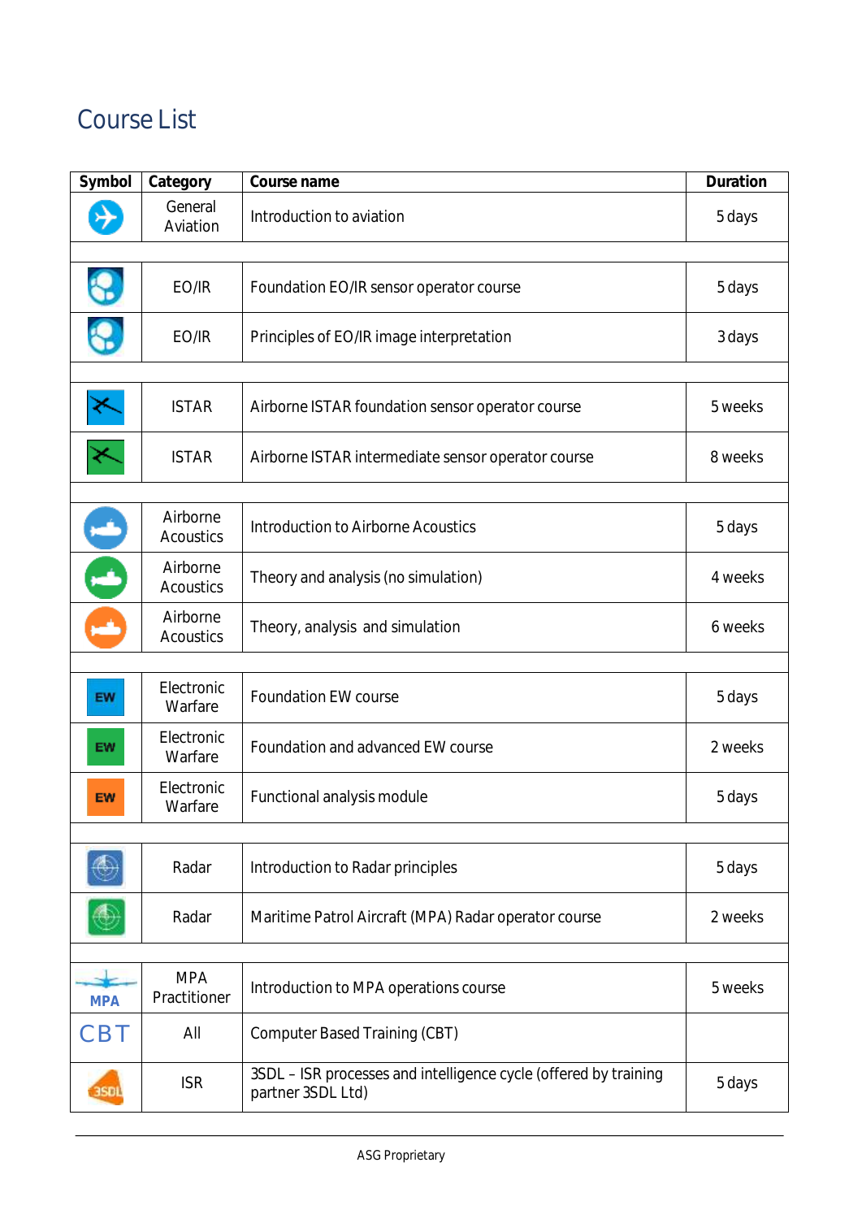# Course List

| Symbol | Category | Course name | Duration |
|---|---|---|---|
| | General Aviation | Introduction to aviation | 5 days |
| | | | |
| | EO/IR | Foundation EO/IR sensor operator course | 5 days |
| | EO/IR | Principles of EO/IR image interpretation | 3 days |
| | | | |
| | ISTAR | Airborne ISTAR foundation sensor operator course | 5 weeks |
| | ISTAR | Airborne ISTAR intermediate sensor operator course | 8 weeks |
| | | | |
| | Airborne Acoustics | Introduction to Airborne Acoustics | 5 days |
| | Airborne Acoustics | Theory and analysis (no simulation) | 4 weeks |
| | Airborne Acoustics | Theory, analysis and simulation | 6 weeks |
| | | | |
| EW | Electronic Warfare | Foundation EW course | 5 days |
| EW | Electronic Warfare | Foundation and advanced EW course | 2 weeks |
| EW | Electronic Warfare | Functional analysis module | 5 days |
| | | | |
| | Radar | Introduction to Radar principles | 5 days |
| | Radar | Maritime Patrol Aircraft (MPA) Radar operator course | 2 weeks |
| | | | |
| MPA | MPA Practitioner | Introduction to MPA operations course | 5 weeks |
| CBT | All | Computer Based Training (CBT) | |
| 3SDL | ISR | 3SDL – ISR processes and intelligence cycle (offered by training partner 3SDL Ltd) | 5 days |

ASG Proprietary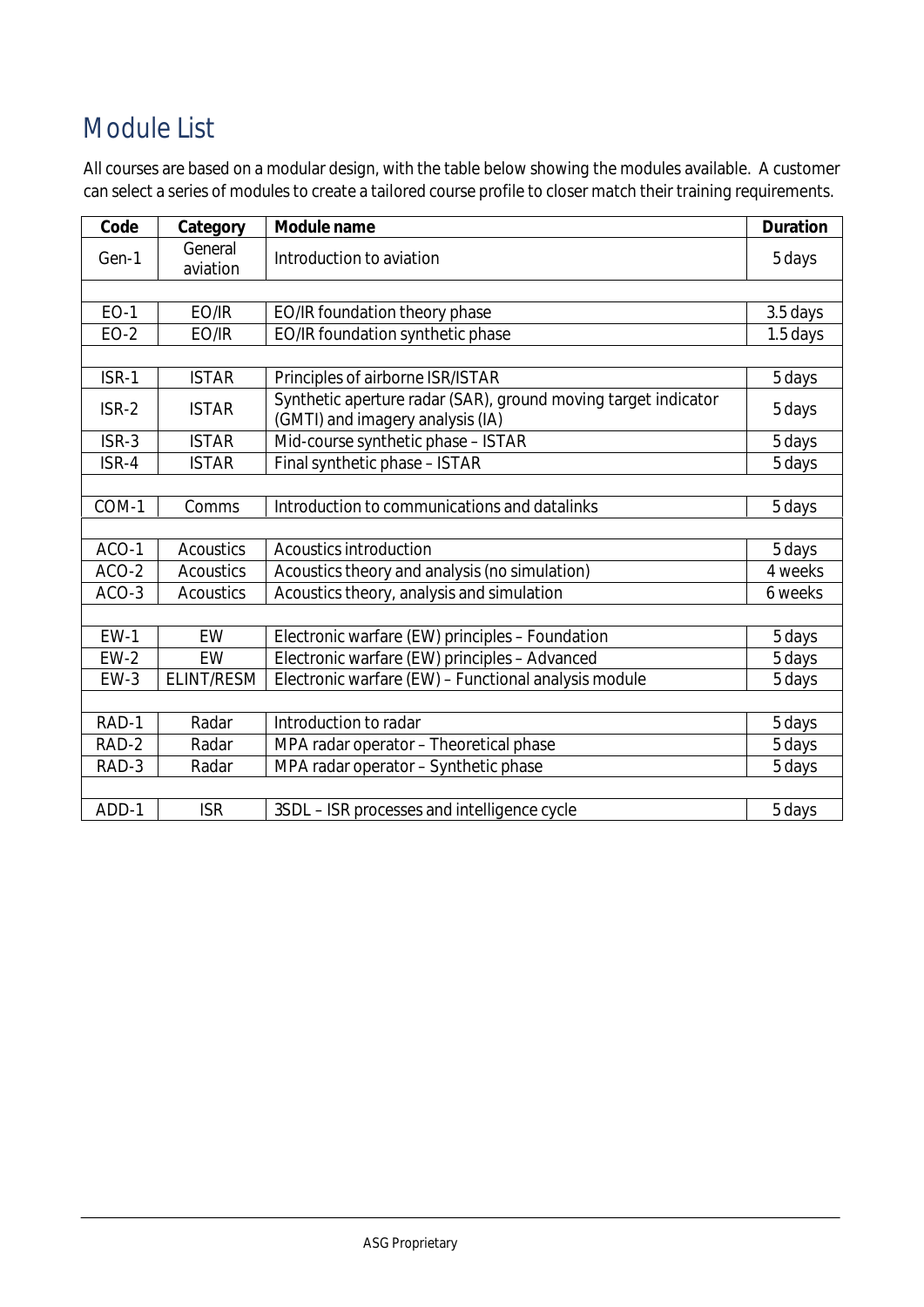## Module List

All courses are based on a modular design, with the table below showing the modules available. A customer can select a series of modules to create a tailored course profile to closer match their training requirements.

| Code | Category | Module name | Duration |
|---|---|---|---|
| Gen-1 | General aviation | Introduction to aviation | 5 days |
| | | | |
| EO-1 | EO/IR | EO/IR foundation theory phase | 3.5 days |
| EO-2 | EO/IR | EO/IR foundation synthetic phase | 1.5 days |
| | | | |
| ISR-1 | ISTAR | Principles of airborne ISR/ISTAR | 5 days |
| ISR-2 | ISTAR | Synthetic aperture radar (SAR), ground moving target indicator (GMTI) and imagery analysis (IA) | 5 days |
| ISR-3 | ISTAR | Mid-course synthetic phase – ISTAR | 5 days |
| ISR-4 | ISTAR | Final synthetic phase – ISTAR | 5 days |
| | | | |
| COM-1 | Comms | Introduction to communications and datalinks | 5 days |
| | | | |
| ACO-1 | Acoustics | Acoustics introduction | 5 days |
| ACO-2 | Acoustics | Acoustics theory and analysis (no simulation) | 4 weeks |
| ACO-3 | Acoustics | Acoustics theory, analysis and simulation | 6 weeks |
| | | | |
| EW-1 | EW | Electronic warfare (EW) principles – Foundation | 5 days |
| EW-2 | EW | Electronic warfare (EW) principles – Advanced | 5 days |
| EW-3 | ELINT/RESM | Electronic warfare (EW) – Functional analysis module | 5 days |
| | | | |
| RAD-1 | Radar | Introduction to radar | 5 days |
| RAD-2 | Radar | MPA radar operator – Theoretical phase | 5 days |
| RAD-3 | Radar | MPA radar operator – Synthetic phase | 5 days |
| | | | |
| ADD-1 | ISR | 3SDL – ISR processes and intelligence cycle | 5 days |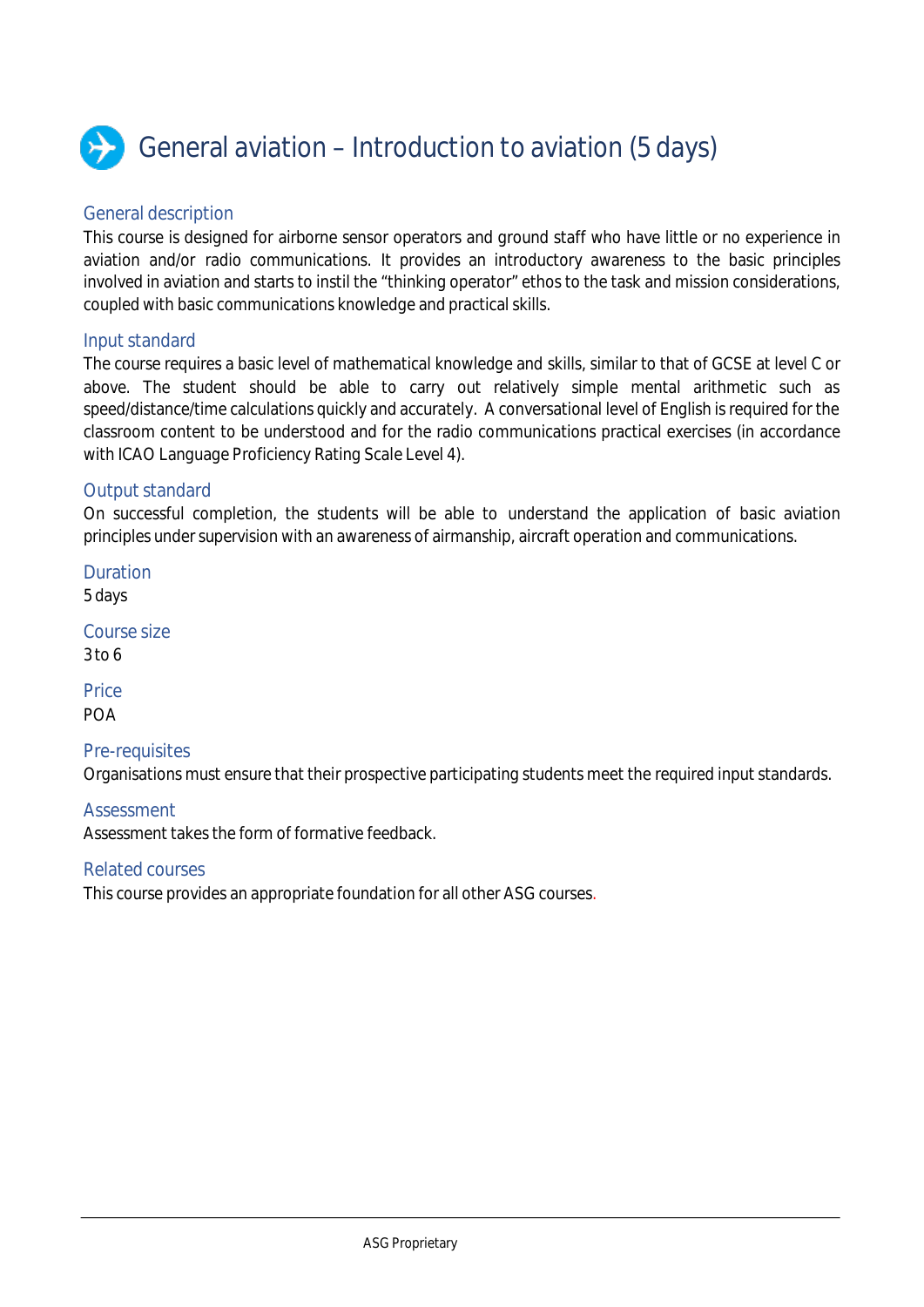# General aviation – Introduction to aviation (5 days)

## General description

This course is designed for airborne sensor operators and ground staff who have little or no experience in aviation and/or radio communications. It provides an introductory awareness to the basic principles involved in aviation and starts to instil the "thinking operator" ethos to the task and mission considerations, coupled with basic communications knowledge and practical skills.

## Input standard

The course requires a basic level of mathematical knowledge and skills, similar to that of GCSE at level C or above. The student should be able to carry out relatively simple mental arithmetic such as speed/distance/time calculations quickly and accurately. A conversational level of English is required for the classroom content to be understood and for the radio communications practical exercises (in accordance with ICAO Language Proficiency Rating Scale Level 4).

## Output standard

On successful completion, the students will be able to understand the application of basic aviation principles under supervision with an awareness of airmanship, aircraft operation and communications.

## Duration

5 days

## Course size

3 to 6

## Price

POA

## Pre-requisites

Organisations must ensure that their prospective participating students meet the required input standards.

## Assessment

Assessment takes the form of formative feedback.

## Related courses

This course provides an appropriate foundation for all other ASG courses.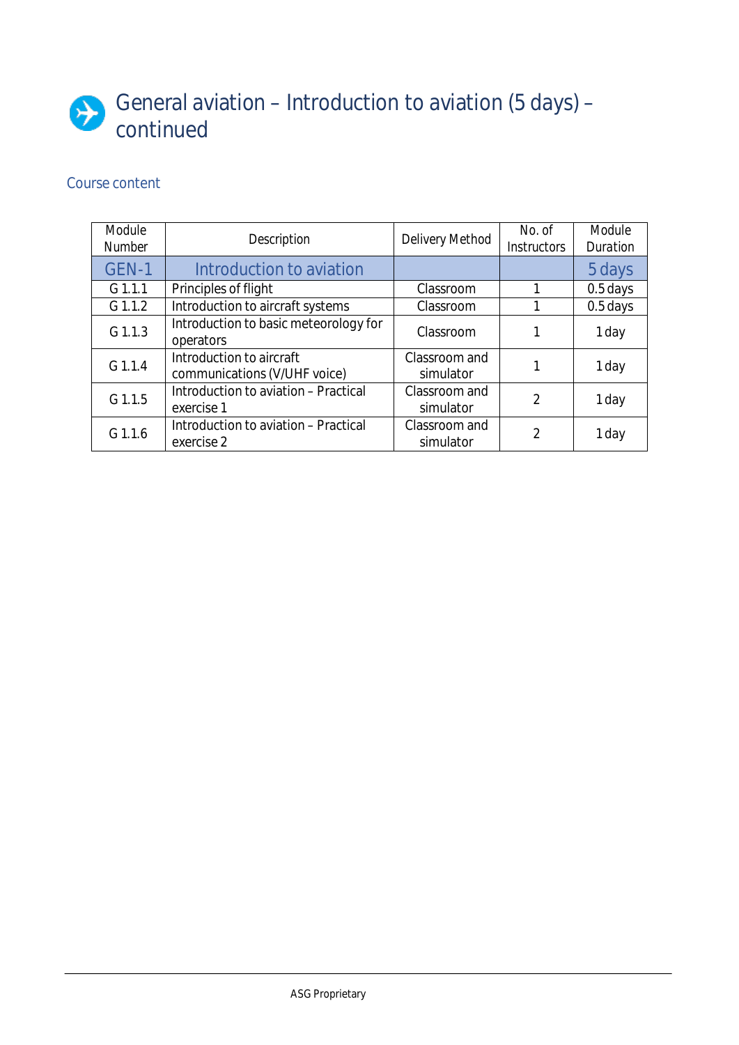# General aviation – Introduction to aviation (5 days) – continued

## Course content

| Module Number | Description | Delivery Method | No. of Instructors | Module Duration |
|---|---|---|---|---|
| GEN-1 | Introduction to aviation | | | 5 days |
| G 1.1.1 | Principles of flight | Classroom | 1 | 0.5 days |
| G 1.1.2 | Introduction to aircraft systems | Classroom | 1 | 0.5 days |
| G 1.1.3 | Introduction to basic meteorology for operators | Classroom | 1 | 1 day |
| G 1.1.4 | Introduction to aircraft communications (V/UHF voice) | Classroom and simulator | 1 | 1 day |
| G 1.1.5 | Introduction to aviation – Practical exercise 1 | Classroom and simulator | 2 | 1 day |
| G 1.1.6 | Introduction to aviation – Practical exercise 2 | Classroom and simulator | 2 | 1 day |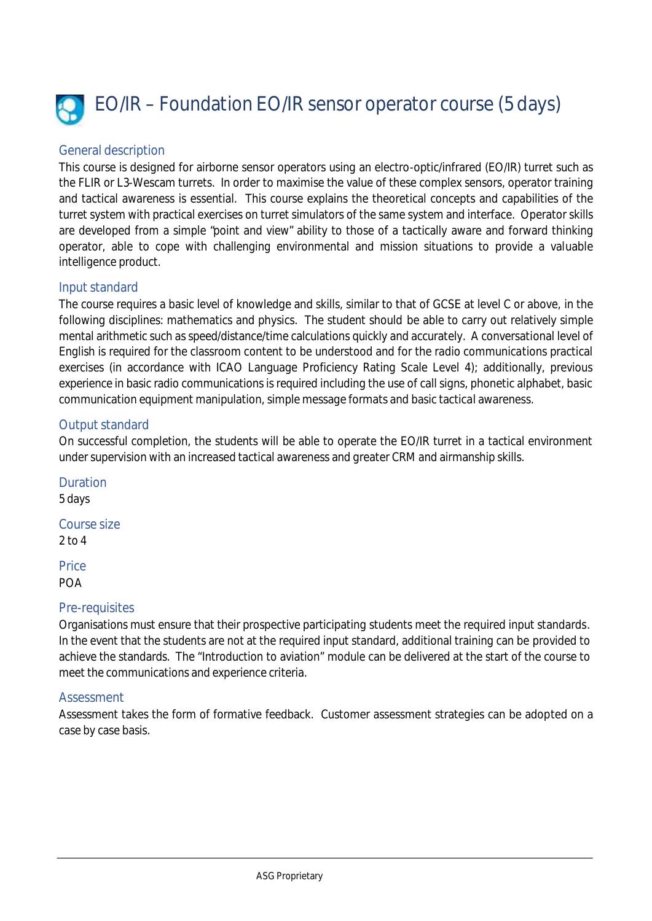# EO/IR – Foundation EO/IR sensor operator course (5 days)

## General description

This course is designed for airborne sensor operators using an electro-optic/infrared (EO/IR) turret such as the FLIR or L3-Wescam turrets. In order to maximise the value of these complex sensors, operator training and tactical awareness is essential. This course explains the theoretical concepts and capabilities of the turret system with practical exercises on turret simulators of the same system and interface. Operator skills are developed from a simple "point and view" ability to those of a tactically aware and forward thinking operator, able to cope with challenging environmental and mission situations to provide a valuable intelligence product.

## Input standard

The course requires a basic level of knowledge and skills, similar to that of GCSE at level C or above, in the following disciplines: mathematics and physics. The student should be able to carry out relatively simple mental arithmetic such as speed/distance/time calculations quickly and accurately. A conversational level of English is required for the classroom content to be understood and for the radio communications practical exercises (in accordance with ICAO Language Proficiency Rating Scale Level 4); additionally, previous experience in basic radio communications is required including the use of call signs, phonetic alphabet, basic communication equipment manipulation, simple message formats and basic tactical awareness.

## Output standard

On successful completion, the students will be able to operate the EO/IR turret in a tactical environment under supervision with an increased tactical awareness and greater CRM and airmanship skills.

## Duration

5 days

## Course size

2 to 4

## Price

POA

## Pre-requisites

Organisations must ensure that their prospective participating students meet the required input standards. In the event that the students are not at the required input standard, additional training can be provided to achieve the standards. The "Introduction to aviation" module can be delivered at the start of the course to meet the communications and experience criteria.

## Assessment

Assessment takes the form of formative feedback. Customer assessment strategies can be adopted on a case by case basis.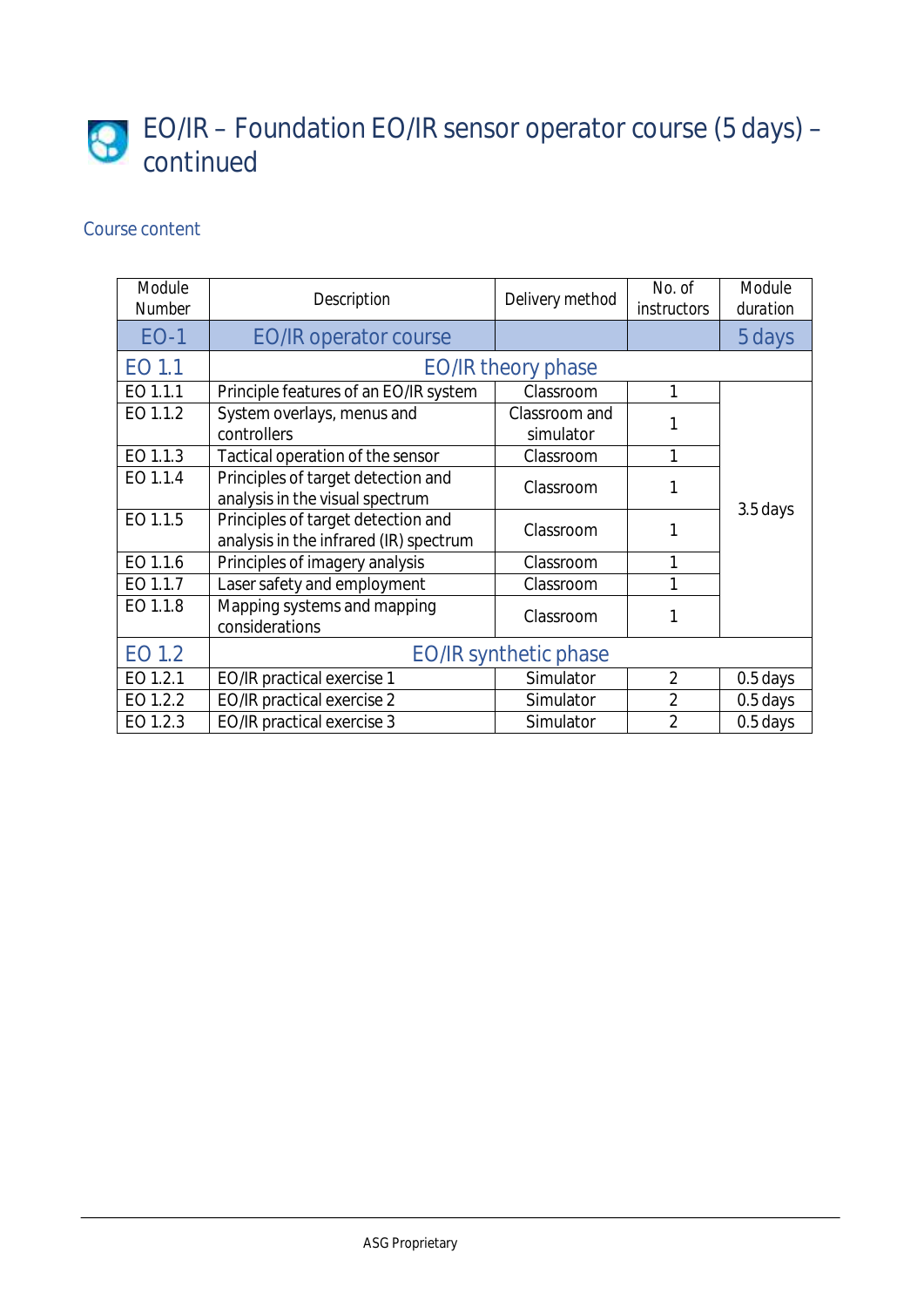# EO/IR – Foundation EO/IR sensor operator course (5 days) – continued

## Course content

| Module Number | Description | Delivery method | No. of instructors | Module duration |
|---|---|---|---|---|
| EO-1 | EO/IR operator course | | | 5 days |
| EO 1.1 | EO/IR theory phase | | | |
| EO 1.1.1 | Principle features of an EO/IR system | Classroom | 1 | 3.5 days |
| EO 1.1.2 | System overlays, menus and controllers | Classroom and simulator | 1 | |
| EO 1.1.3 | Tactical operation of the sensor | Classroom | 1 | |
| EO 1.1.4 | Principles of target detection and analysis in the visual spectrum | Classroom | 1 | |
| EO 1.1.5 | Principles of target detection and analysis in the infrared (IR) spectrum | Classroom | 1 | |
| EO 1.1.6 | Principles of imagery analysis | Classroom | 1 | |
| EO 1.1.7 | Laser safety and employment | Classroom | 1 | |
| EO 1.1.8 | Mapping systems and mapping considerations | Classroom | 1 | |
| EO 1.2 | EO/IR synthetic phase | | | |
| EO 1.2.1 | EO/IR practical exercise 1 | Simulator | 2 | 0.5 days |
| EO 1.2.2 | EO/IR practical exercise 2 | Simulator | 2 | 0.5 days |
| EO 1.2.3 | EO/IR practical exercise 3 | Simulator | 2 | 0.5 days |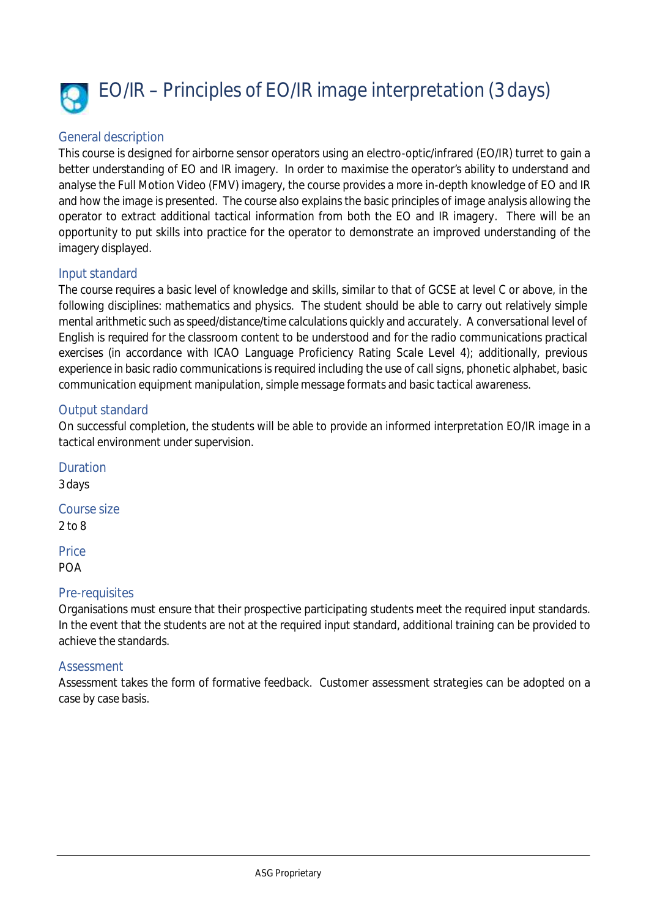# EO/IR – Principles of EO/IR image interpretation (3 days)

## General description

This course is designed for airborne sensor operators using an electro-optic/infrared (EO/IR) turret to gain a better understanding of EO and IR imagery. In order to maximise the operator's ability to understand and analyse the Full Motion Video (FMV) imagery, the course provides a more in-depth knowledge of EO and IR and how the image is presented. The course also explains the basic principles of image analysis allowing the operator to extract additional tactical information from both the EO and IR imagery. There will be an opportunity to put skills into practice for the operator to demonstrate an improved understanding of the imagery displayed.

## Input standard

The course requires a basic level of knowledge and skills, similar to that of GCSE at level C or above, in the following disciplines: mathematics and physics. The student should be able to carry out relatively simple mental arithmetic such as speed/distance/time calculations quickly and accurately. A conversational level of English is required for the classroom content to be understood and for the radio communications practical exercises (in accordance with ICAO Language Proficiency Rating Scale Level 4); additionally, previous experience in basic radio communications is required including the use of call signs, phonetic alphabet, basic communication equipment manipulation, simple message formats and basic tactical awareness.

## Output standard

On successful completion, the students will be able to provide an informed interpretation EO/IR image in a tactical environment under supervision.

## Duration

3 days

## Course size

2 to 8

## Price

POA

## Pre-requisites

Organisations must ensure that their prospective participating students meet the required input standards. In the event that the students are not at the required input standard, additional training can be provided to achieve the standards.

## Assessment

Assessment takes the form of formative feedback. Customer assessment strategies can be adopted on a case by case basis.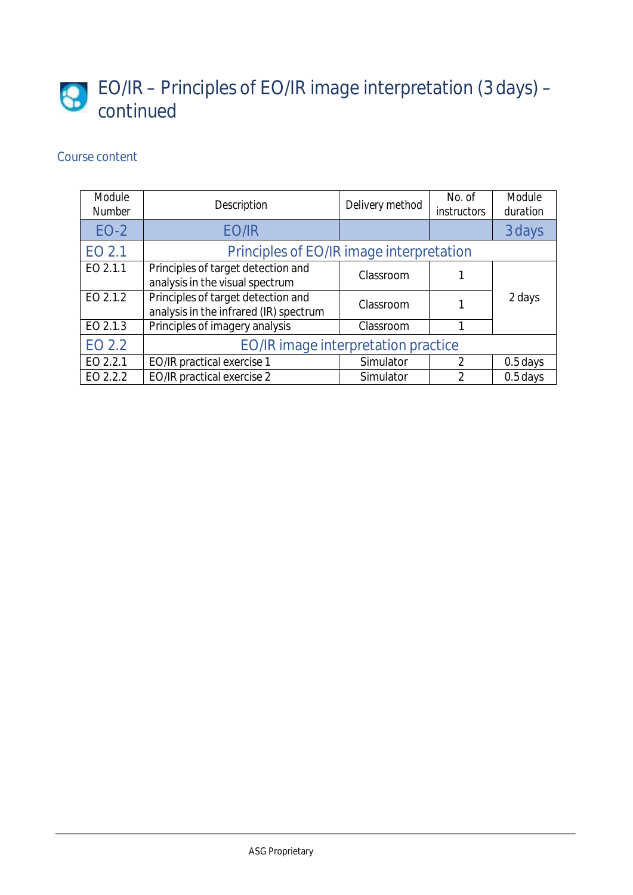# EO/IR – Principles of EO/IR image interpretation (3 days) – continued

## Course content

| Module Number | Description | Delivery method | No. of instructors | Module duration |
|---|---|---|---|---|
| EO-2 | EO/IR | | | 3 days |
| EO 2.1 | Principles of EO/IR image interpretation | | | |
| EO 2.1.1 | Principles of target detection and analysis in the visual spectrum | Classroom | 1 | 2 days |
| EO 2.1.2 | Principles of target detection and analysis in the infrared (IR) spectrum | Classroom | 1 | |
| EO 2.1.3 | Principles of imagery analysis | Classroom | 1 | |
| EO 2.2 | EO/IR image interpretation practice | | | |
| EO 2.2.1 | EO/IR practical exercise 1 | Simulator | 2 | 0.5 days |
| EO 2.2.2 | EO/IR practical exercise 2 | Simulator | 2 | 0.5 days |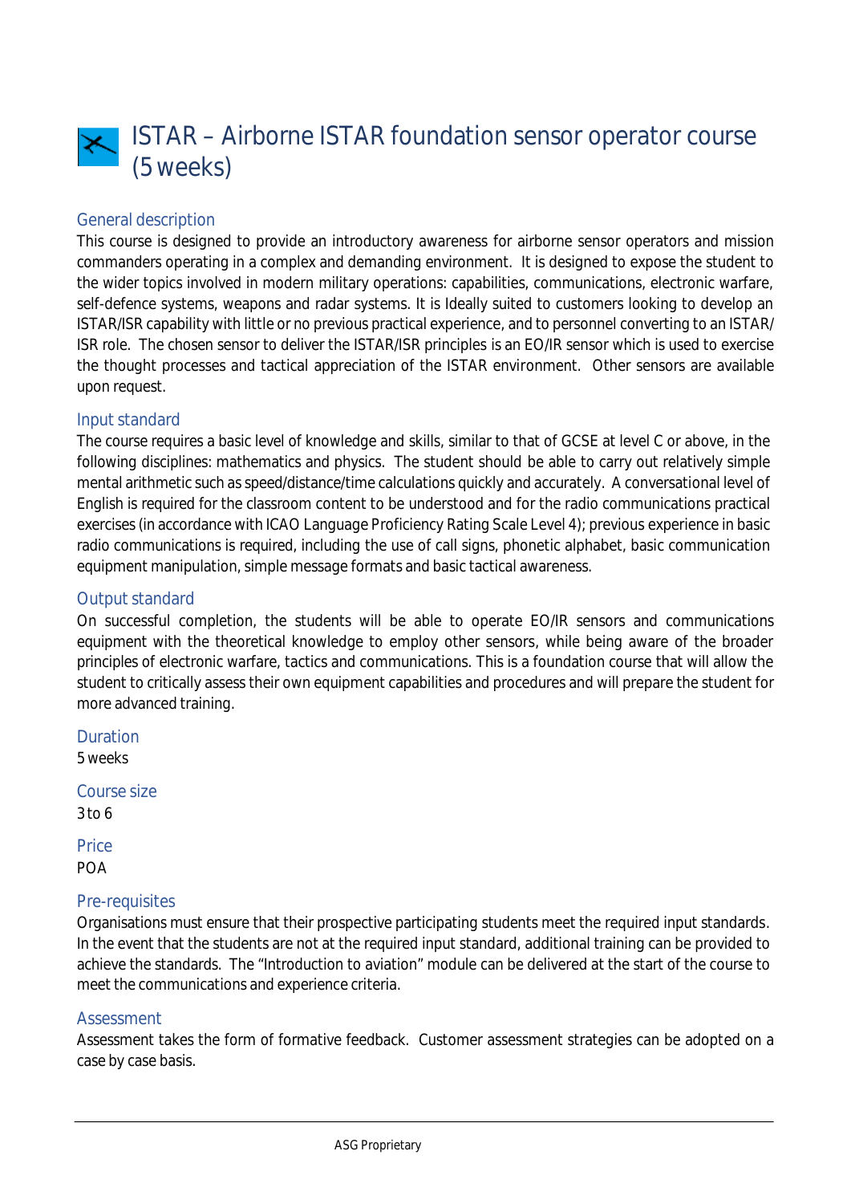# ISTAR – Airborne ISTAR foundation sensor operator course (5 weeks)

## General description

This course is designed to provide an introductory awareness for airborne sensor operators and mission commanders operating in a complex and demanding environment. It is designed to expose the student to the wider topics involved in modern military operations: capabilities, communications, electronic warfare, self-defence systems, weapons and radar systems. It is Ideally suited to customers looking to develop an ISTAR/ISR capability with little or no previous practical experience, and to personnel converting to an ISTAR/ ISR role. The chosen sensor to deliver the ISTAR/ISR principles is an EO/IR sensor which is used to exercise the thought processes and tactical appreciation of the ISTAR environment. Other sensors are available upon request.

## Input standard

The course requires a basic level of knowledge and skills, similar to that of GCSE at level C or above, in the following disciplines: mathematics and physics. The student should be able to carry out relatively simple mental arithmetic such as speed/distance/time calculations quickly and accurately. A conversational level of English is required for the classroom content to be understood and for the radio communications practical exercises (in accordance with ICAO Language Proficiency Rating Scale Level 4); previous experience in basic radio communications is required, including the use of call signs, phonetic alphabet, basic communication equipment manipulation, simple message formats and basic tactical awareness.

## Output standard

On successful completion, the students will be able to operate EO/IR sensors and communications equipment with the theoretical knowledge to employ other sensors, while being aware of the broader principles of electronic warfare, tactics and communications. This is a foundation course that will allow the student to critically assess their own equipment capabilities and procedures and will prepare the student for more advanced training.

## Duration

5 weeks

## Course size

3 to 6

## Price

POA

## Pre-requisites

Organisations must ensure that their prospective participating students meet the required input standards. In the event that the students are not at the required input standard, additional training can be provided to achieve the standards. The "Introduction to aviation" module can be delivered at the start of the course to meet the communications and experience criteria.

## Assessment

Assessment takes the form of formative feedback. Customer assessment strategies can be adopted on a case by case basis.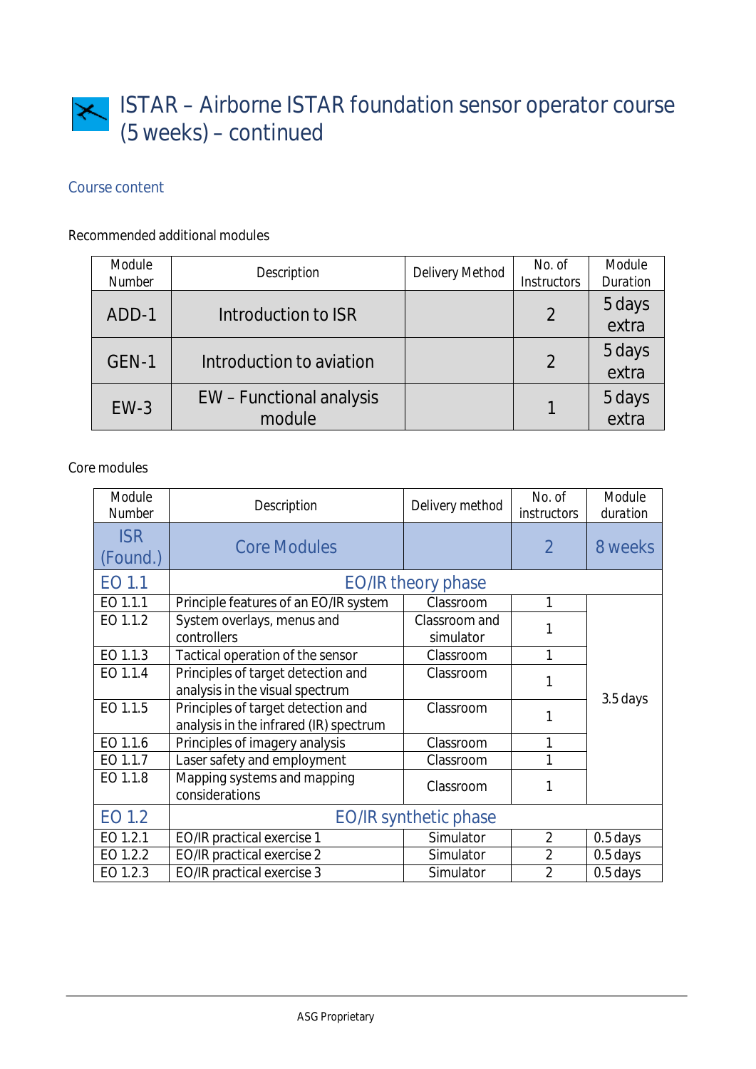# ISTAR – Airborne ISTAR foundation sensor operator course (5 weeks) – continued

## Course content

Recommended additional modules

| Module Number | Description | Delivery Method | No. of Instructors | Module Duration |
|---|---|---|---|---|
| ADD-1 | Introduction to ISR | | 2 | 5 days extra |
| GEN-1 | Introduction to aviation | | 2 | 5 days extra |
| EW-3 | EW – Functional analysis module | | 1 | 5 days extra |

Core modules

| Module Number | Description | Delivery method | No. of instructors | Module duration |
|---|---|---|---|---|
| ISR (Found.) | Core Modules | | 2 | 8 weeks |
| EO 1.1 | EO/IR theory phase | | | |
| EO 1.1.1 | Principle features of an EO/IR system | Classroom | 1 | 3.5 days |
| EO 1.1.2 | System overlays, menus and controllers | Classroom and simulator | 1 | |
| EO 1.1.3 | Tactical operation of the sensor | Classroom | 1 | |
| EO 1.1.4 | Principles of target detection and analysis in the visual spectrum | Classroom | 1 | |
| EO 1.1.5 | Principles of target detection and analysis in the infrared (IR) spectrum | Classroom | 1 | |
| EO 1.1.6 | Principles of imagery analysis | Classroom | 1 | |
| EO 1.1.7 | Laser safety and employment | Classroom | 1 | |
| EO 1.1.8 | Mapping systems and mapping considerations | Classroom | 1 | |
| EO 1.2 | EO/IR synthetic phase | | | |
| EO 1.2.1 | EO/IR practical exercise 1 | Simulator | 2 | 0.5 days |
| EO 1.2.2 | EO/IR practical exercise 2 | Simulator | 2 | 0.5 days |
| EO 1.2.3 | EO/IR practical exercise 3 | Simulator | 2 | 0.5 days |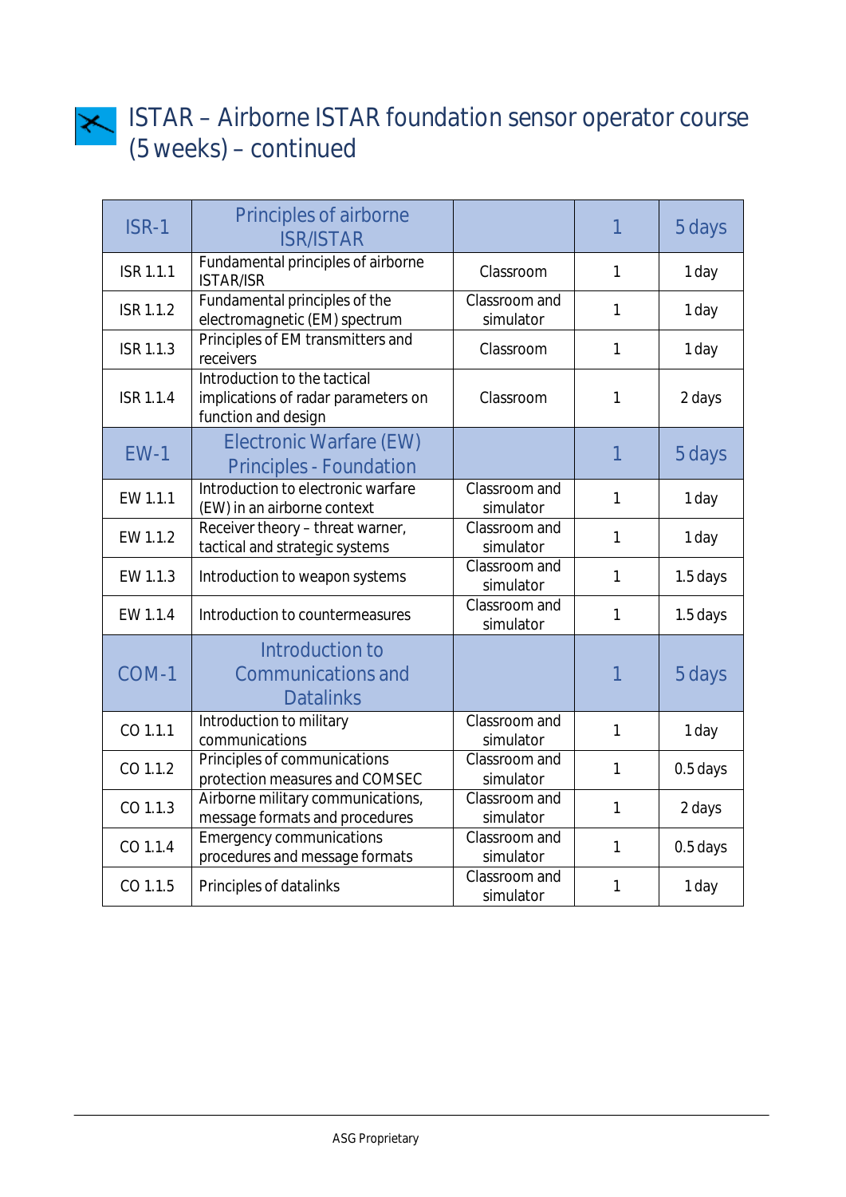# ISTAR – Airborne ISTAR foundation sensor operator course (5 weeks) – continued

| ISR-1 | Principles of airborne ISR/ISTAR | | 1 | 5 days |
|---|---|---|---|---|
| ISR 1.1.1 | Fundamental principles of airborne ISTAR/ISR | Classroom | 1 | 1 day |
| ISR 1.1.2 | Fundamental principles of the electromagnetic (EM) spectrum | Classroom and simulator | 1 | 1 day |
| ISR 1.1.3 | Principles of EM transmitters and receivers | Classroom | 1 | 1 day |
| ISR 1.1.4 | Introduction to the tactical implications of radar parameters on function and design | Classroom | 1 | 2 days |
| **EW-1** | **Electronic Warfare (EW) Principles - Foundation** | | **1** | **5 days** |
| EW 1.1.1 | Introduction to electronic warfare (EW) in an airborne context | Classroom and simulator | 1 | 1 day |
| EW 1.1.2 | Receiver theory – threat warner, tactical and strategic systems | Classroom and simulator | 1 | 1 day |
| EW 1.1.3 | Introduction to weapon systems | Classroom and simulator | 1 | 1.5 days |
| EW 1.1.4 | Introduction to countermeasures | Classroom and simulator | 1 | 1.5 days |
| **COM-1** | **Introduction to Communications and Datalinks** | | **1** | **5 days** |
| CO 1.1.1 | Introduction to military communications | Classroom and simulator | 1 | 1 day |
| CO 1.1.2 | Principles of communications protection measures and COMSEC | Classroom and simulator | 1 | 0.5 days |
| CO 1.1.3 | Airborne military communications, message formats and procedures | Classroom and simulator | 1 | 2 days |
| CO 1.1.4 | Emergency communications procedures and message formats | Classroom and simulator | 1 | 0.5 days |
| CO 1.1.5 | Principles of datalinks | Classroom and simulator | 1 | 1 day |

ASG Proprietary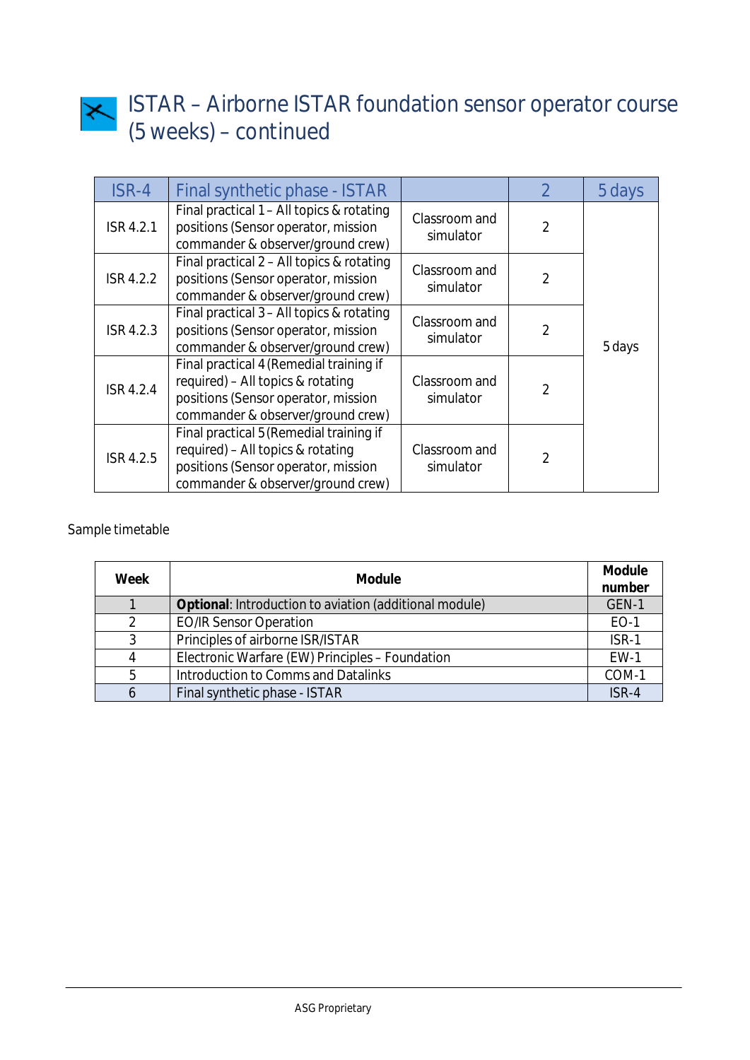# ISTAR – Airborne ISTAR foundation sensor operator course (5 weeks) – continued

| ISR-4 | Final synthetic phase - ISTAR | | 2 | 5 days |
|---|---|---|---|---|
| ISR 4.2.1 | Final practical 1 – All topics & rotating positions (Sensor operator, mission commander & observer/ground crew) | Classroom and simulator | 2 | 5 days |
| ISR 4.2.2 | Final practical 2 – All topics & rotating positions (Sensor operator, mission commander & observer/ground crew) | Classroom and simulator | 2 | |
| ISR 4.2.3 | Final practical 3 – All topics & rotating positions (Sensor operator, mission commander & observer/ground crew) | Classroom and simulator | 2 | |
| ISR 4.2.4 | Final practical 4 (Remedial training if required) – All topics & rotating positions (Sensor operator, mission commander & observer/ground crew) | Classroom and simulator | 2 | |
| ISR 4.2.5 | Final practical 5 (Remedial training if required) – All topics & rotating positions (Sensor operator, mission commander & observer/ground crew) | Classroom and simulator | 2 | |

Sample timetable

| Week | Module | Module number |
|---|---|---|
| 1 | **Optional**: Introduction to aviation (additional module) | GEN-1 |
| 2 | EO/IR Sensor Operation | EO-1 |
| 3 | Principles of airborne ISR/ISTAR | ISR-1 |
| 4 | Electronic Warfare (EW) Principles – Foundation | EW-1 |
| 5 | Introduction to Comms and Datalinks | COM-1 |
| 6 | Final synthetic phase - ISTAR | ISR-4 |

ASG Proprietary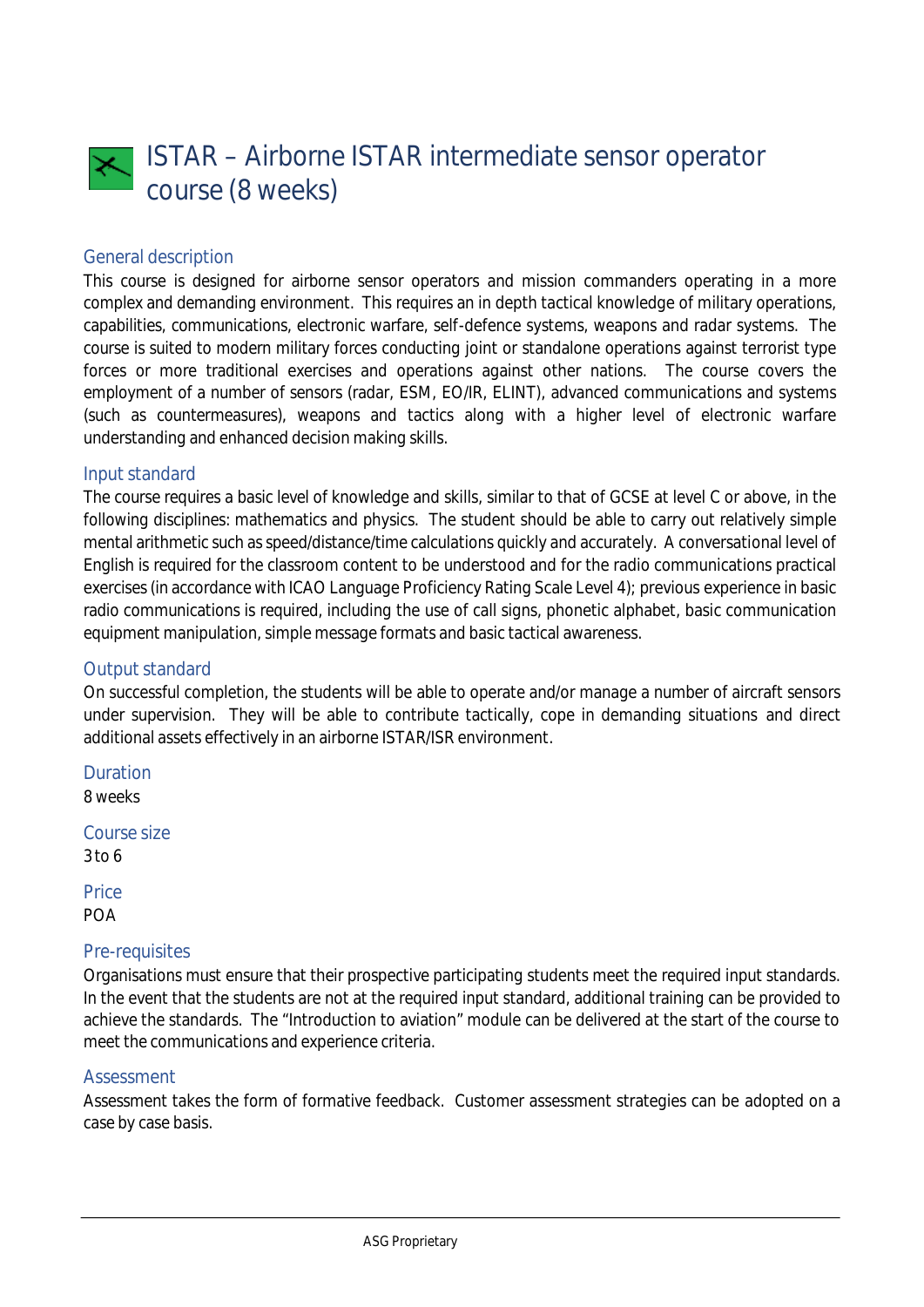# ISTAR – Airborne ISTAR intermediate sensor operator course (8 weeks)

## General description

This course is designed for airborne sensor operators and mission commanders operating in a more complex and demanding environment. This requires an in depth tactical knowledge of military operations, capabilities, communications, electronic warfare, self-defence systems, weapons and radar systems. The course is suited to modern military forces conducting joint or standalone operations against terrorist type forces or more traditional exercises and operations against other nations. The course covers the employment of a number of sensors (radar, ESM, EO/IR, ELINT), advanced communications and systems (such as countermeasures), weapons and tactics along with a higher level of electronic warfare understanding and enhanced decision making skills.

## Input standard

The course requires a basic level of knowledge and skills, similar to that of GCSE at level C or above, in the following disciplines: mathematics and physics. The student should be able to carry out relatively simple mental arithmetic such as speed/distance/time calculations quickly and accurately. A conversational level of English is required for the classroom content to be understood and for the radio communications practical exercises (in accordance with ICAO Language Proficiency Rating Scale Level 4); previous experience in basic radio communications is required, including the use of call signs, phonetic alphabet, basic communication equipment manipulation, simple message formats and basic tactical awareness.

## Output standard

On successful completion, the students will be able to operate and/or manage a number of aircraft sensors under supervision. They will be able to contribute tactically, cope in demanding situations and direct additional assets effectively in an airborne ISTAR/ISR environment.

## Duration

8 weeks

## Course size

3 to 6

## Price

POA

## Pre-requisites

Organisations must ensure that their prospective participating students meet the required input standards. In the event that the students are not at the required input standard, additional training can be provided to achieve the standards. The "Introduction to aviation" module can be delivered at the start of the course to meet the communications and experience criteria.

## Assessment

Assessment takes the form of formative feedback. Customer assessment strategies can be adopted on a case by case basis.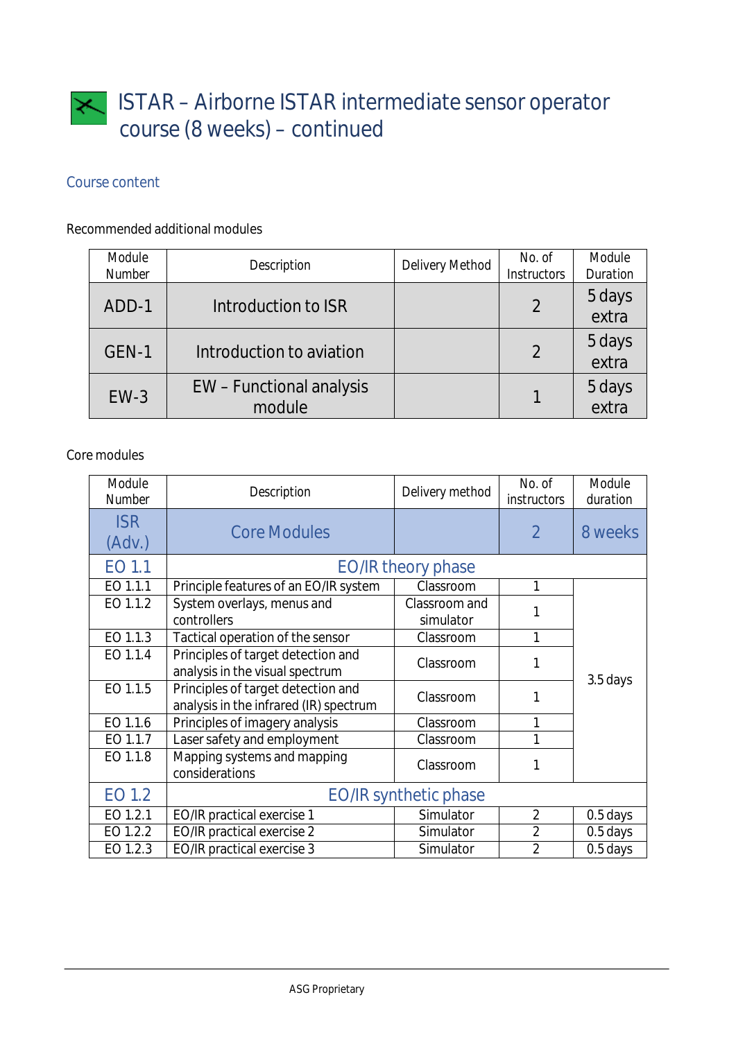# ISTAR – Airborne ISTAR intermediate sensor operator course (8 weeks) – continued

## Course content

Recommended additional modules

| Module Number | Description | Delivery Method | No. of Instructors | Module Duration |
|---|---|---|---|---|
| ADD-1 | Introduction to ISR | | 2 | 5 days extra |
| GEN-1 | Introduction to aviation | | 2 | 5 days extra |
| EW-3 | EW – Functional analysis module | | 1 | 5 days extra |

Core modules

| Module Number | Description | Delivery method | No. of instructors | Module duration |
|---|---|---|---|---|
| ISR (Adv.) | Core Modules | | 2 | 8 weeks |
| EO 1.1 | EO/IR theory phase | | | |
| EO 1.1.1 | Principle features of an EO/IR system | Classroom | 1 | 3.5 days |
| EO 1.1.2 | System overlays, menus and controllers | Classroom and simulator | 1 | |
| EO 1.1.3 | Tactical operation of the sensor | Classroom | 1 | |
| EO 1.1.4 | Principles of target detection and analysis in the visual spectrum | Classroom | 1 | |
| EO 1.1.5 | Principles of target detection and analysis in the infrared (IR) spectrum | Classroom | 1 | |
| EO 1.1.6 | Principles of imagery analysis | Classroom | 1 | |
| EO 1.1.7 | Laser safety and employment | Classroom | 1 | |
| EO 1.1.8 | Mapping systems and mapping considerations | Classroom | 1 | |
| EO 1.2 | EO/IR synthetic phase | | | |
| EO 1.2.1 | EO/IR practical exercise 1 | Simulator | 2 | 0.5 days |
| EO 1.2.2 | EO/IR practical exercise 2 | Simulator | 2 | 0.5 days |
| EO 1.2.3 | EO/IR practical exercise 3 | Simulator | 2 | 0.5 days |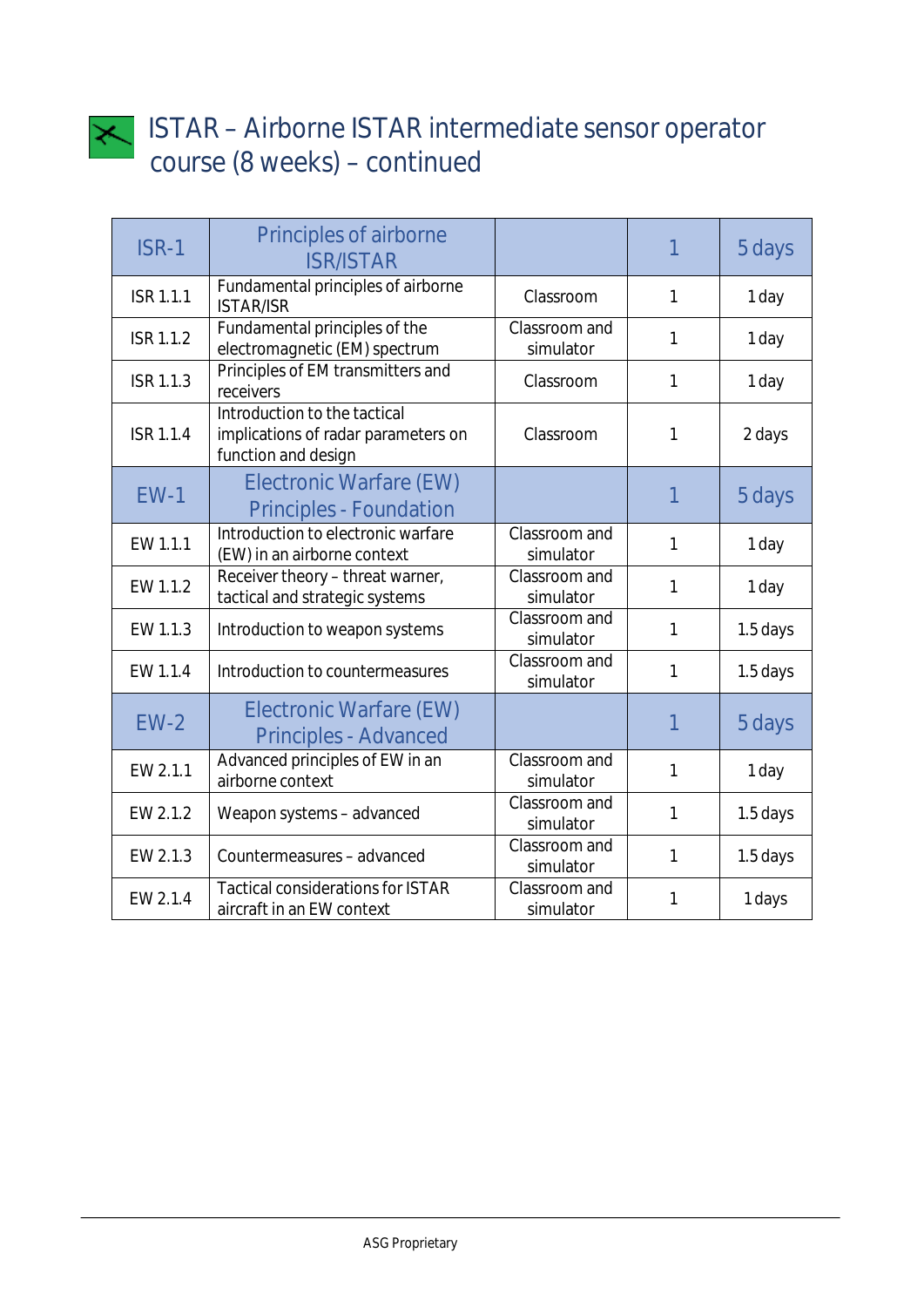# ISTAR – Airborne ISTAR intermediate sensor operator course (8 weeks) – continued

| ISR-1 | Principles of airborne ISR/ISTAR | | 1 | 5 days |
|---|---|---|---|---|
| ISR 1.1.1 | Fundamental principles of airborne ISTAR/ISR | Classroom | 1 | 1 day |
| ISR 1.1.2 | Fundamental principles of the electromagnetic (EM) spectrum | Classroom and simulator | 1 | 1 day |
| ISR 1.1.3 | Principles of EM transmitters and receivers | Classroom | 1 | 1 day |
| ISR 1.1.4 | Introduction to the tactical implications of radar parameters on function and design | Classroom | 1 | 2 days |
| EW-1 | Electronic Warfare (EW) Principles - Foundation | | 1 | 5 days |
| EW 1.1.1 | Introduction to electronic warfare (EW) in an airborne context | Classroom and simulator | 1 | 1 day |
| EW 1.1.2 | Receiver theory – threat warner, tactical and strategic systems | Classroom and simulator | 1 | 1 day |
| EW 1.1.3 | Introduction to weapon systems | Classroom and simulator | 1 | 1.5 days |
| EW 1.1.4 | Introduction to countermeasures | Classroom and simulator | 1 | 1.5 days |
| EW-2 | Electronic Warfare (EW) Principles - Advanced | | 1 | 5 days |
| EW 2.1.1 | Advanced principles of EW in an airborne context | Classroom and simulator | 1 | 1 day |
| EW 2.1.2 | Weapon systems – advanced | Classroom and simulator | 1 | 1.5 days |
| EW 2.1.3 | Countermeasures – advanced | Classroom and simulator | 1 | 1.5 days |
| EW 2.1.4 | Tactical considerations for ISTAR aircraft in an EW context | Classroom and simulator | 1 | 1 days |

ASG Proprietary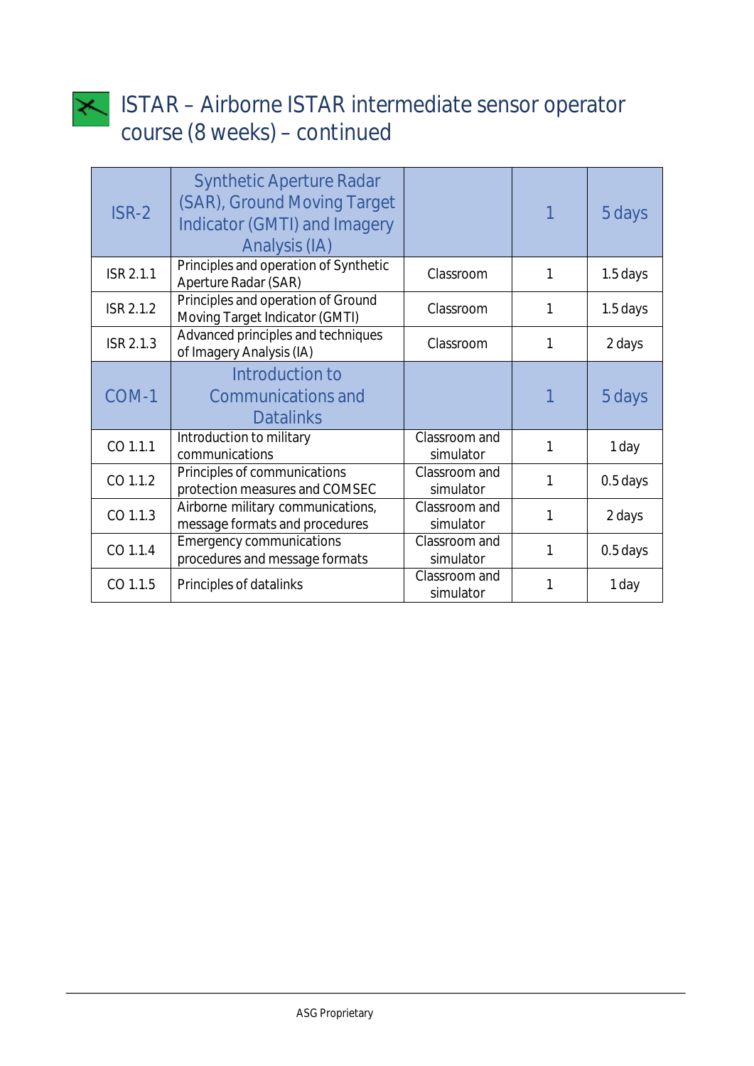# ISTAR – Airborne ISTAR intermediate sensor operator course (8 weeks) – continued

| ISR-2 | Synthetic Aperture Radar (SAR), Ground Moving Target Indicator (GMTI) and Imagery Analysis (IA) | | 1 | 5 days |
|---|---|---|---|---|
| ISR 2.1.1 | Principles and operation of Synthetic Aperture Radar (SAR) | Classroom | 1 | 1.5 days |
| ISR 2.1.2 | Principles and operation of Ground Moving Target Indicator (GMTI) | Classroom | 1 | 1.5 days |
| ISR 2.1.3 | Advanced principles and techniques of Imagery Analysis (IA) | Classroom | 1 | 2 days |
| COM-1 | Introduction to Communications and Datalinks | | 1 | 5 days |
| CO 1.1.1 | Introduction to military communications | Classroom and simulator | 1 | 1 day |
| CO 1.1.2 | Principles of communications protection measures and COMSEC | Classroom and simulator | 1 | 0.5 days |
| CO 1.1.3 | Airborne military communications, message formats and procedures | Classroom and simulator | 1 | 2 days |
| CO 1.1.4 | Emergency communications procedures and message formats | Classroom and simulator | 1 | 0.5 days |
| CO 1.1.5 | Principles of datalinks | Classroom and simulator | 1 | 1 day |

ASG Proprietary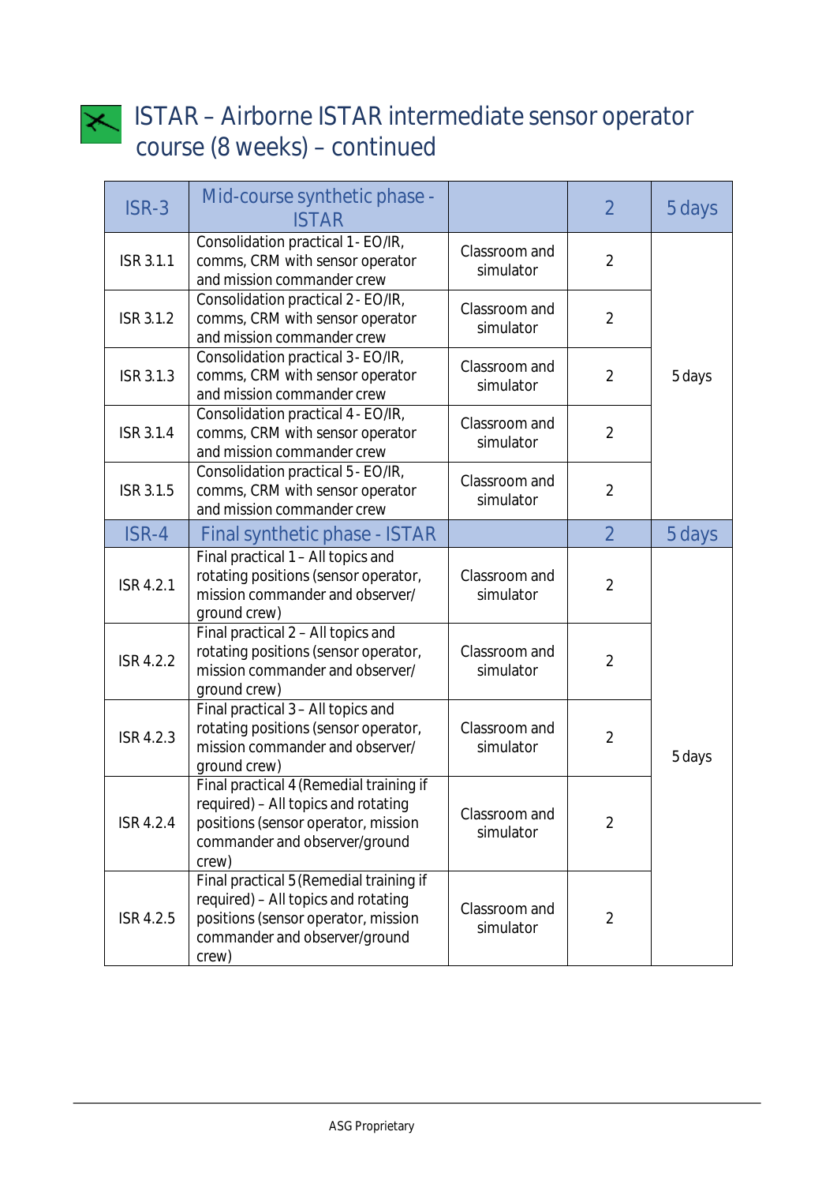# ISTAR – Airborne ISTAR intermediate sensor operator course (8 weeks) – continued

| ISR-3 | Mid-course synthetic phase - ISTAR | | 2 | 5 days |
|---|---|---|---|---|
| ISR 3.1.1 | Consolidation practical 1 - EO/IR, comms, CRM with sensor operator and mission commander crew | Classroom and simulator | 2 | 5 days |
| ISR 3.1.2 | Consolidation practical 2 - EO/IR, comms, CRM with sensor operator and mission commander crew | Classroom and simulator | 2 | |
| ISR 3.1.3 | Consolidation practical 3 - EO/IR, comms, CRM with sensor operator and mission commander crew | Classroom and simulator | 2 | |
| ISR 3.1.4 | Consolidation practical 4 - EO/IR, comms, CRM with sensor operator and mission commander crew | Classroom and simulator | 2 | |
| ISR 3.1.5 | Consolidation practical 5 - EO/IR, comms, CRM with sensor operator and mission commander crew | Classroom and simulator | 2 | |
| **ISR-4** | **Final synthetic phase - ISTAR** | | **2** | **5 days** |
| ISR 4.2.1 | Final practical 1 – All topics and rotating positions (sensor operator, mission commander and observer/ ground crew) | Classroom and simulator | 2 | 5 days |
| ISR 4.2.2 | Final practical 2 – All topics and rotating positions (sensor operator, mission commander and observer/ ground crew) | Classroom and simulator | 2 | |
| ISR 4.2.3 | Final practical 3 – All topics and rotating positions (sensor operator, mission commander and observer/ ground crew) | Classroom and simulator | 2 | |
| ISR 4.2.4 | Final practical 4 (Remedial training if required) – All topics and rotating positions (sensor operator, mission commander and observer/ground crew) | Classroom and simulator | 2 | |
| ISR 4.2.5 | Final practical 5 (Remedial training if required) – All topics and rotating positions (sensor operator, mission commander and observer/ground crew) | Classroom and simulator | 2 | |

ASG Proprietary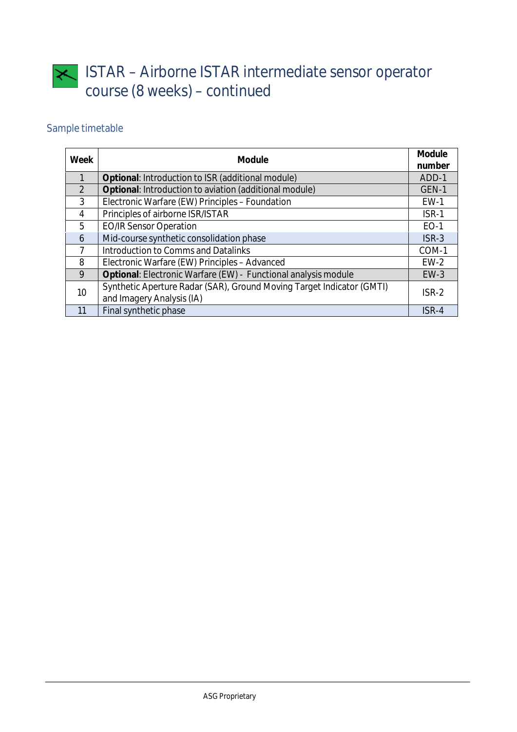# ISTAR – Airborne ISTAR intermediate sensor operator course (8 weeks) – continued

## Sample timetable

| Week | Module | Module number |
|---|---|---|
| 1 | **Optional**: Introduction to ISR (additional module) | ADD-1 |
| 2 | **Optional**: Introduction to aviation (additional module) | GEN-1 |
| 3 | Electronic Warfare (EW) Principles – Foundation | EW-1 |
| 4 | Principles of airborne ISR/ISTAR | ISR-1 |
| 5 | EO/IR Sensor Operation | EO-1 |
| 6 | Mid-course synthetic consolidation phase | ISR-3 |
| 7 | Introduction to Comms and Datalinks | COM-1 |
| 8 | Electronic Warfare (EW) Principles – Advanced | EW-2 |
| 9 | **Optional**: Electronic Warfare (EW) - Functional analysis module | EW-3 |
| 10 | Synthetic Aperture Radar (SAR), Ground Moving Target Indicator (GMTI) and Imagery Analysis (IA) | ISR-2 |
| 11 | Final synthetic phase | ISR-4 |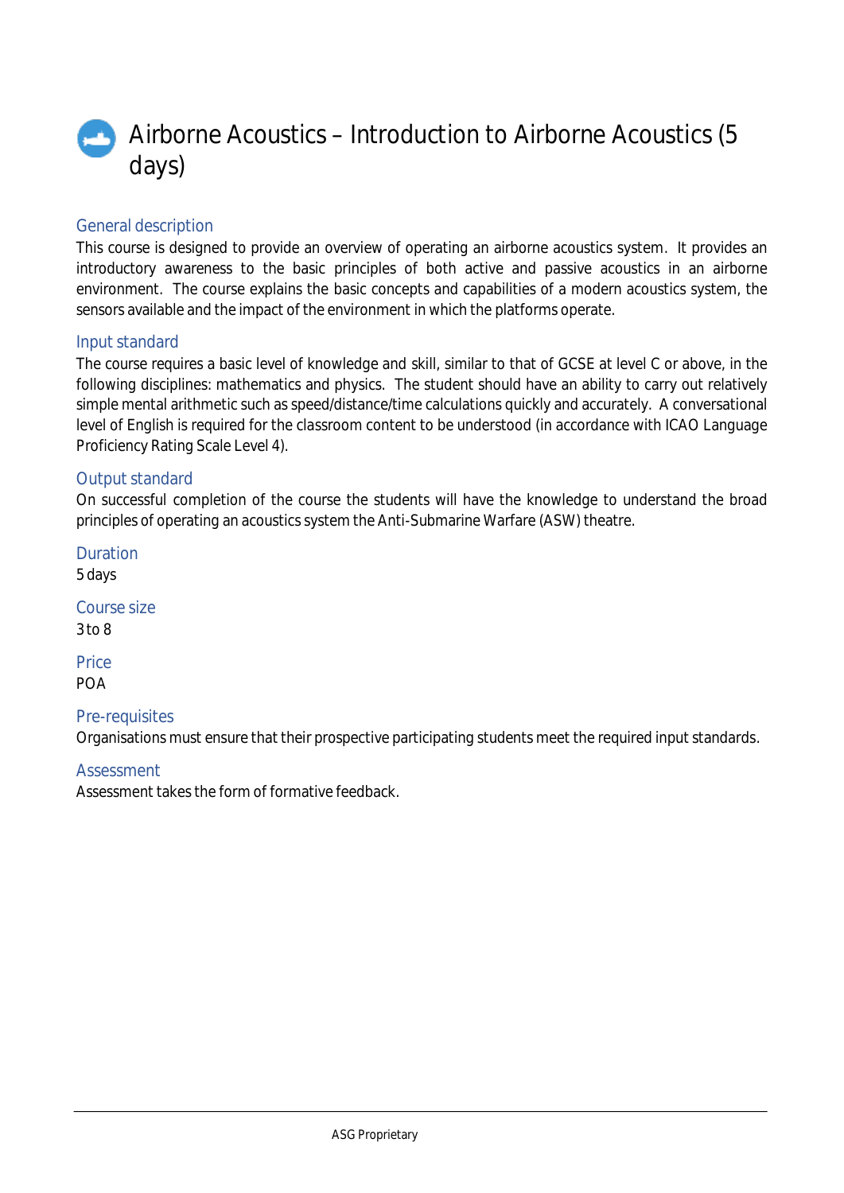# Airborne Acoustics – Introduction to Airborne Acoustics (5 days)

## General description

This course is designed to provide an overview of operating an airborne acoustics system. It provides an introductory awareness to the basic principles of both active and passive acoustics in an airborne environment. The course explains the basic concepts and capabilities of a modern acoustics system, the sensors available and the impact of the environment in which the platforms operate.

## Input standard

The course requires a basic level of knowledge and skill, similar to that of GCSE at level C or above, in the following disciplines: mathematics and physics. The student should have an ability to carry out relatively simple mental arithmetic such as speed/distance/time calculations quickly and accurately. A conversational level of English is required for the classroom content to be understood (in accordance with ICAO Language Proficiency Rating Scale Level 4).

## Output standard

On successful completion of the course the students will have the knowledge to understand the broad principles of operating an acoustics system the Anti-Submarine Warfare (ASW) theatre.

## Duration

5 days

## Course size

3 to 8

## Price

POA

## Pre-requisites

Organisations must ensure that their prospective participating students meet the required input standards.

## Assessment

Assessment takes the form of formative feedback.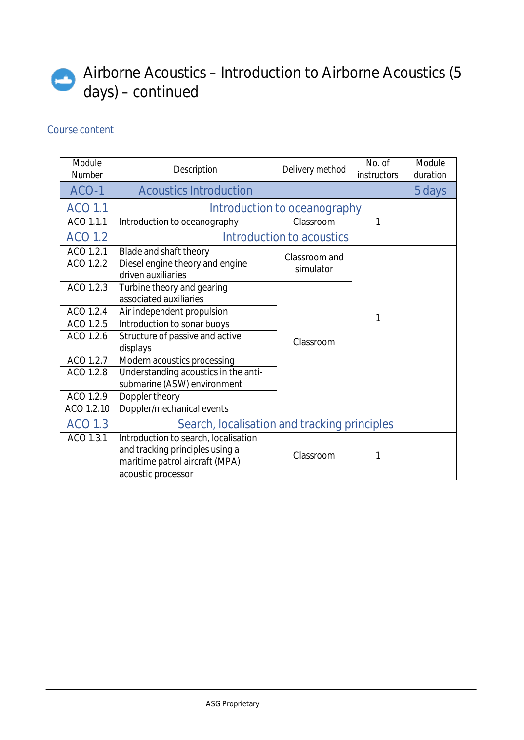# Airborne Acoustics – Introduction to Airborne Acoustics (5 days) – continued

## Course content

| Module Number | Description | Delivery method | No. of instructors | Module duration |
|---|---|---|---|---|
| ACO-1 | Acoustics Introduction | | | 5 days |
| ACO 1.1 | Introduction to oceanography | | | |
| ACO 1.1.1 | Introduction to oceanography | Classroom | 1 | |
| ACO 1.2 | Introduction to acoustics | | | |
| ACO 1.2.1 | Blade and shaft theory | Classroom and simulator | 1 | |
| ACO 1.2.2 | Diesel engine theory and engine driven auxiliaries | | | |
| ACO 1.2.3 | Turbine theory and gearing associated auxiliaries | Classroom | | |
| ACO 1.2.4 | Air independent propulsion | | | |
| ACO 1.2.5 | Introduction to sonar buoys | | | |
| ACO 1.2.6 | Structure of passive and active displays | | | |
| ACO 1.2.7 | Modern acoustics processing | | | |
| ACO 1.2.8 | Understanding acoustics in the anti-submarine (ASW) environment | | | |
| ACO 1.2.9 | Doppler theory | | | |
| ACO 1.2.10 | Doppler/mechanical events | | | |
| ACO 1.3 | Search, localisation and tracking principles | | | |
| ACO 1.3.1 | Introduction to search, localisation and tracking principles using a maritime patrol aircraft (MPA) acoustic processor | Classroom | 1 | |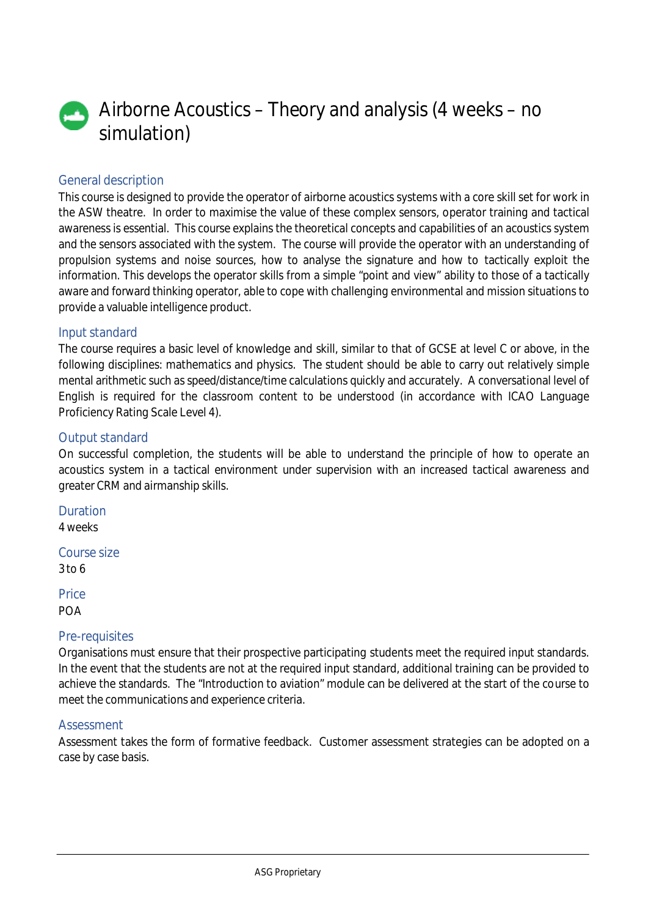# Airborne Acoustics – Theory and analysis (4 weeks – no simulation)

## General description

This course is designed to provide the operator of airborne acoustics systems with a core skill set for work in the ASW theatre. In order to maximise the value of these complex sensors, operator training and tactical awareness is essential. This course explains the theoretical concepts and capabilities of an acoustics system and the sensors associated with the system. The course will provide the operator with an understanding of propulsion systems and noise sources, how to analyse the signature and how to tactically exploit the information. This develops the operator skills from a simple "point and view" ability to those of a tactically aware and forward thinking operator, able to cope with challenging environmental and mission situations to provide a valuable intelligence product.

## Input standard

The course requires a basic level of knowledge and skill, similar to that of GCSE at level C or above, in the following disciplines: mathematics and physics. The student should be able to carry out relatively simple mental arithmetic such as speed/distance/time calculations quickly and accurately. A conversational level of English is required for the classroom content to be understood (in accordance with ICAO Language Proficiency Rating Scale Level 4).

## Output standard

On successful completion, the students will be able to understand the principle of how to operate an acoustics system in a tactical environment under supervision with an increased tactical awareness and greater CRM and airmanship skills.

## Duration

4 weeks

## Course size

3 to 6

## Price

POA

## Pre-requisites

Organisations must ensure that their prospective participating students meet the required input standards. In the event that the students are not at the required input standard, additional training can be provided to achieve the standards. The "Introduction to aviation" module can be delivered at the start of the course to meet the communications and experience criteria.

## Assessment

Assessment takes the form of formative feedback. Customer assessment strategies can be adopted on a case by case basis.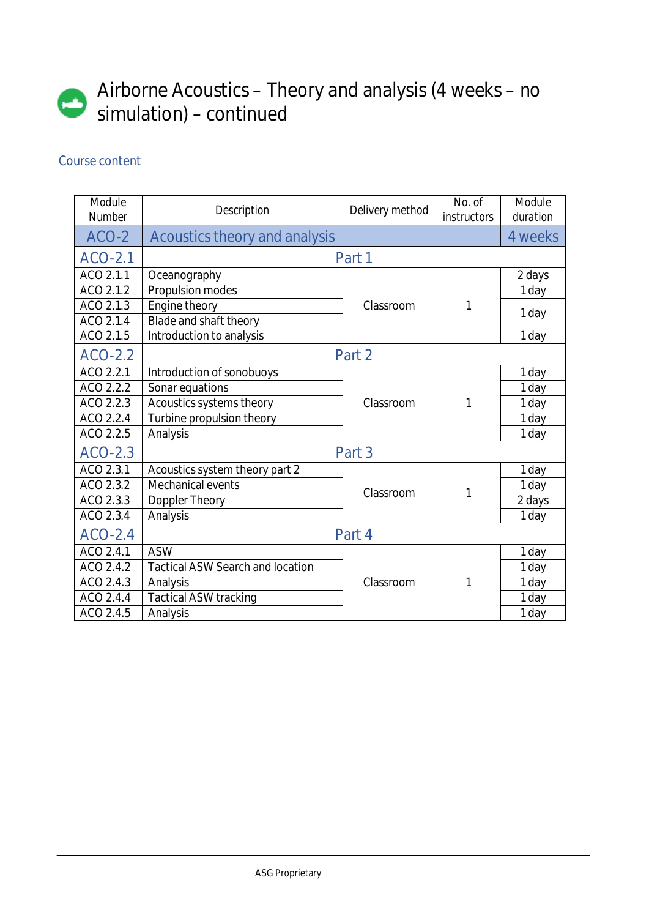# Airborne Acoustics – Theory and analysis (4 weeks – no simulation) – continued

## Course content

| Module Number | Description | Delivery method | No. of instructors | Module duration |
|---|---|---|---|---|
| ACO-2 | Acoustics theory and analysis | | | 4 weeks |
| ACO-2.1 | Part 1 | | | |
| ACO 2.1.1 | Oceanography | Classroom | 1 | 2 days |
| ACO 2.1.2 | Propulsion modes | | | 1 day |
| ACO 2.1.3 | Engine theory | | | 1 day |
| ACO 2.1.4 | Blade and shaft theory | | | |
| ACO 2.1.5 | Introduction to analysis | | | 1 day |
| ACO-2.2 | Part 2 | | | |
| ACO 2.2.1 | Introduction of sonobuoys | Classroom | 1 | 1 day |
| ACO 2.2.2 | Sonar equations | | | 1 day |
| ACO 2.2.3 | Acoustics systems theory | | | 1 day |
| ACO 2.2.4 | Turbine propulsion theory | | | 1 day |
| ACO 2.2.5 | Analysis | | | 1 day |
| ACO-2.3 | Part 3 | | | |
| ACO 2.3.1 | Acoustics system theory part 2 | Classroom | 1 | 1 day |
| ACO 2.3.2 | Mechanical events | | | 1 day |
| ACO 2.3.3 | Doppler Theory | | | 2 days |
| ACO 2.3.4 | Analysis | | | 1 day |
| ACO-2.4 | Part 4 | | | |
| ACO 2.4.1 | ASW | Classroom | 1 | 1 day |
| ACO 2.4.2 | Tactical ASW Search and location | | | 1 day |
| ACO 2.4.3 | Analysis | | | 1 day |
| ACO 2.4.4 | Tactical ASW tracking | | | 1 day |
| ACO 2.4.5 | Analysis | | | 1 day |

ASG Proprietary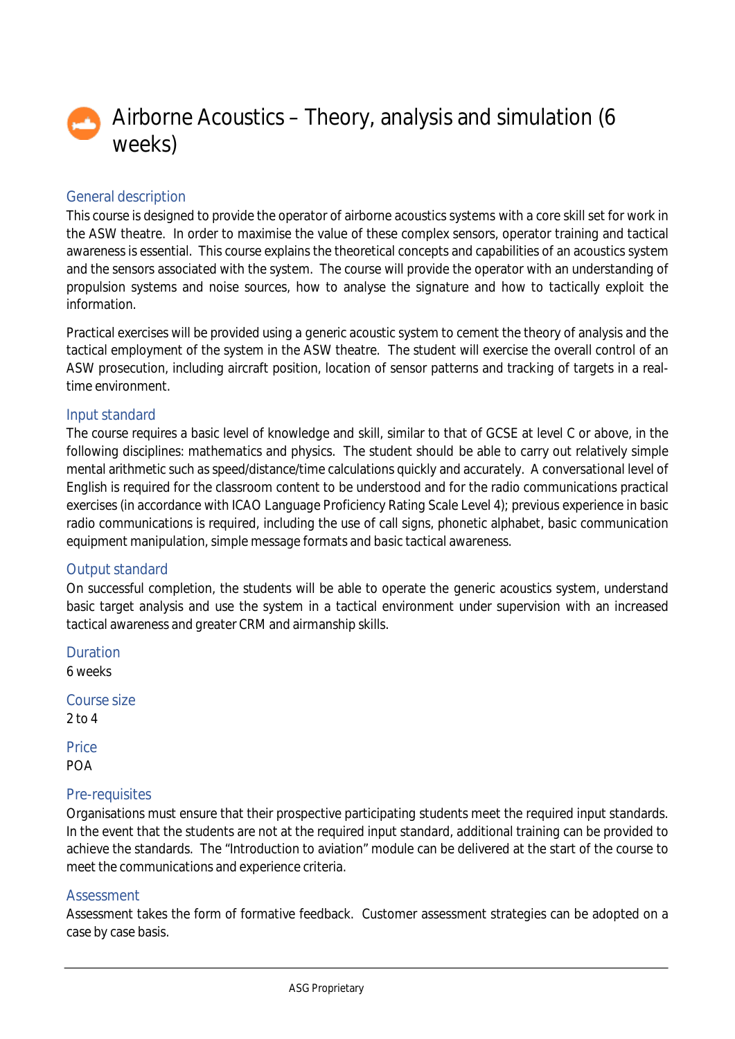# Airborne Acoustics – Theory, analysis and simulation (6 weeks)

## General description

This course is designed to provide the operator of airborne acoustics systems with a core skill set for work in the ASW theatre. In order to maximise the value of these complex sensors, operator training and tactical awareness is essential. This course explains the theoretical concepts and capabilities of an acoustics system and the sensors associated with the system. The course will provide the operator with an understanding of propulsion systems and noise sources, how to analyse the signature and how to tactically exploit the information.

Practical exercises will be provided using a generic acoustic system to cement the theory of analysis and the tactical employment of the system in the ASW theatre. The student will exercise the overall control of an ASW prosecution, including aircraft position, location of sensor patterns and tracking of targets in a real-time environment.

## Input standard

The course requires a basic level of knowledge and skill, similar to that of GCSE at level C or above, in the following disciplines: mathematics and physics. The student should be able to carry out relatively simple mental arithmetic such as speed/distance/time calculations quickly and accurately. A conversational level of English is required for the classroom content to be understood and for the radio communications practical exercises (in accordance with ICAO Language Proficiency Rating Scale Level 4); previous experience in basic radio communications is required, including the use of call signs, phonetic alphabet, basic communication equipment manipulation, simple message formats and basic tactical awareness.

## Output standard

On successful completion, the students will be able to operate the generic acoustics system, understand basic target analysis and use the system in a tactical environment under supervision with an increased tactical awareness and greater CRM and airmanship skills.

## Duration

6 weeks

## Course size

2 to 4

## Price

POA

## Pre-requisites

Organisations must ensure that their prospective participating students meet the required input standards. In the event that the students are not at the required input standard, additional training can be provided to achieve the standards. The "Introduction to aviation" module can be delivered at the start of the course to meet the communications and experience criteria.

## Assessment

Assessment takes the form of formative feedback. Customer assessment strategies can be adopted on a case by case basis.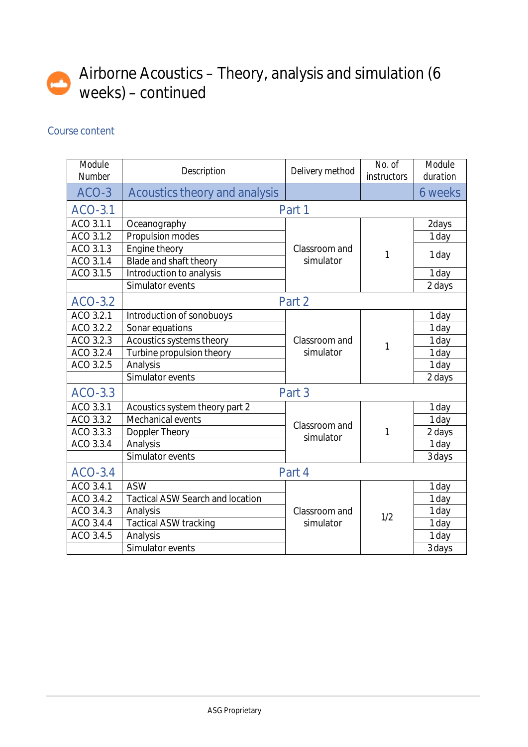# Airborne Acoustics – Theory, analysis and simulation (6 weeks) – continued

## Course content

| Module Number | Description | Delivery method | No. of instructors | Module duration |
|---|---|---|---|---|
| ACO-3 | Acoustics theory and analysis | | | 6 weeks |
| ACO-3.1 | Part 1 | | | |
| ACO 3.1.1 | Oceanography | Classroom and simulator | 1 | 2days |
| ACO 3.1.2 | Propulsion modes | | | 1 day |
| ACO 3.1.3 | Engine theory | | | 1 day |
| ACO 3.1.4 | Blade and shaft theory | | | |
| ACO 3.1.5 | Introduction to analysis | | | 1 day |
| | Simulator events | | | 2 days |
| ACO-3.2 | Part 2 | | | |
| ACO 3.2.1 | Introduction of sonobuoys | Classroom and simulator | 1 | 1 day |
| ACO 3.2.2 | Sonar equations | | | 1 day |
| ACO 3.2.3 | Acoustics systems theory | | | 1 day |
| ACO 3.2.4 | Turbine propulsion theory | | | 1 day |
| ACO 3.2.5 | Analysis | | | 1 day |
| | Simulator events | | | 2 days |
| ACO-3.3 | Part 3 | | | |
| ACO 3.3.1 | Acoustics system theory part 2 | Classroom and simulator | 1 | 1 day |
| ACO 3.3.2 | Mechanical events | | | 1 day |
| ACO 3.3.3 | Doppler Theory | | | 2 days |
| ACO 3.3.4 | Analysis | | | 1 day |
| | Simulator events | | | 3 days |
| ACO-3.4 | Part 4 | | | |
| ACO 3.4.1 | ASW | Classroom and simulator | 1/2 | 1 day |
| ACO 3.4.2 | Tactical ASW Search and location | | | 1 day |
| ACO 3.4.3 | Analysis | | | 1 day |
| ACO 3.4.4 | Tactical ASW tracking | | | 1 day |
| ACO 3.4.5 | Analysis | | | 1 day |
| | Simulator events | | | 3 days |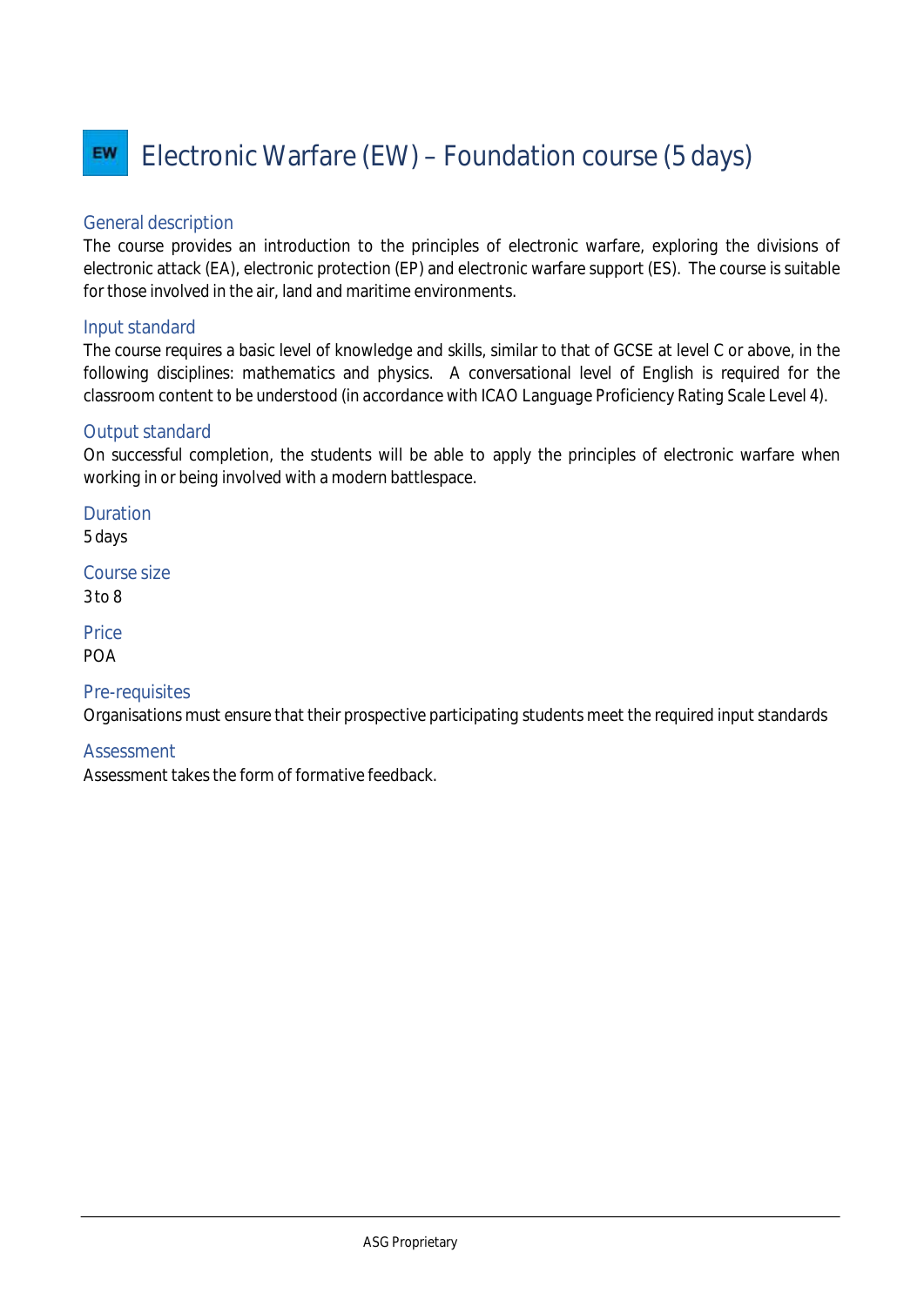# EW Electronic Warfare (EW) – Foundation course (5 days)

## General description

The course provides an introduction to the principles of electronic warfare, exploring the divisions of electronic attack (EA), electronic protection (EP) and electronic warfare support (ES). The course is suitable for those involved in the air, land and maritime environments.

## Input standard

The course requires a basic level of knowledge and skills, similar to that of GCSE at level C or above, in the following disciplines: mathematics and physics. A conversational level of English is required for the classroom content to be understood (in accordance with ICAO Language Proficiency Rating Scale Level 4).

## Output standard

On successful completion, the students will be able to apply the principles of electronic warfare when working in or being involved with a modern battlespace.

## Duration

5 days

## Course size

3 to 8

## Price

POA

## Pre-requisites

Organisations must ensure that their prospective participating students meet the required input standards

## Assessment

Assessment takes the form of formative feedback.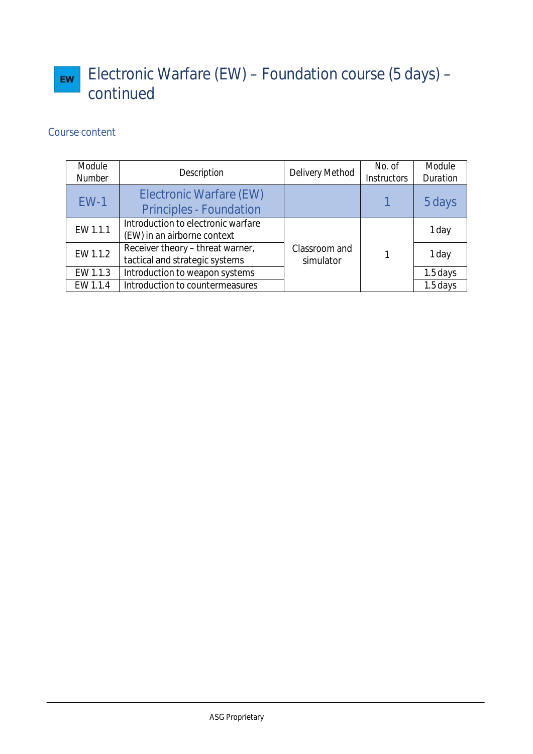# EW Electronic Warfare (EW) – Foundation course (5 days) – continued

## Course content

| Module Number | Description | Delivery Method | No. of Instructors | Module Duration |
|---|---|---|---|---|
| **EW-1** | **Electronic Warfare (EW) Principles - Foundation** | | **1** | **5 days** |
| EW 1.1.1 | Introduction to electronic warfare (EW) in an airborne context | Classroom and simulator | 1 | 1 day |
| EW 1.1.2 | Receiver theory – threat warner, tactical and strategic systems | | | 1 day |
| EW 1.1.3 | Introduction to weapon systems | | | 1.5 days |
| EW 1.1.4 | Introduction to countermeasures | | | 1.5 days |

ASG Proprietary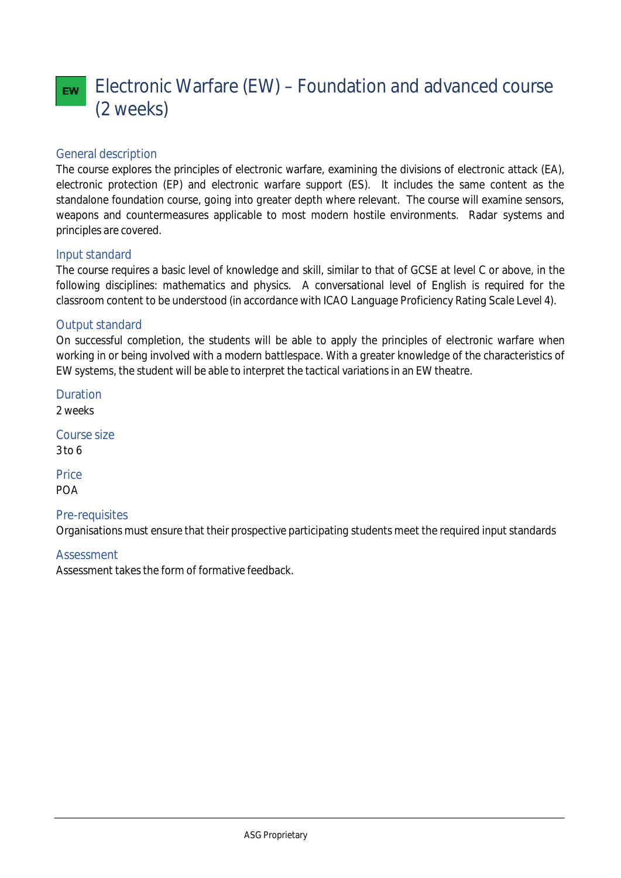# EW Electronic Warfare (EW) – Foundation and advanced course (2 weeks)

## General description

The course explores the principles of electronic warfare, examining the divisions of electronic attack (EA), electronic protection (EP) and electronic warfare support (ES). It includes the same content as the standalone foundation course, going into greater depth where relevant. The course will examine sensors, weapons and countermeasures applicable to most modern hostile environments. Radar systems and principles are covered.

## Input standard

The course requires a basic level of knowledge and skill, similar to that of GCSE at level C or above, in the following disciplines: mathematics and physics. A conversational level of English is required for the classroom content to be understood (in accordance with ICAO Language Proficiency Rating Scale Level 4).

## Output standard

On successful completion, the students will be able to apply the principles of electronic warfare when working in or being involved with a modern battlespace. With a greater knowledge of the characteristics of EW systems, the student will be able to interpret the tactical variations in an EW theatre.

## Duration

2 weeks

## Course size

3 to 6

## Price

POA

## Pre-requisites

Organisations must ensure that their prospective participating students meet the required input standards

## Assessment

Assessment takes the form of formative feedback.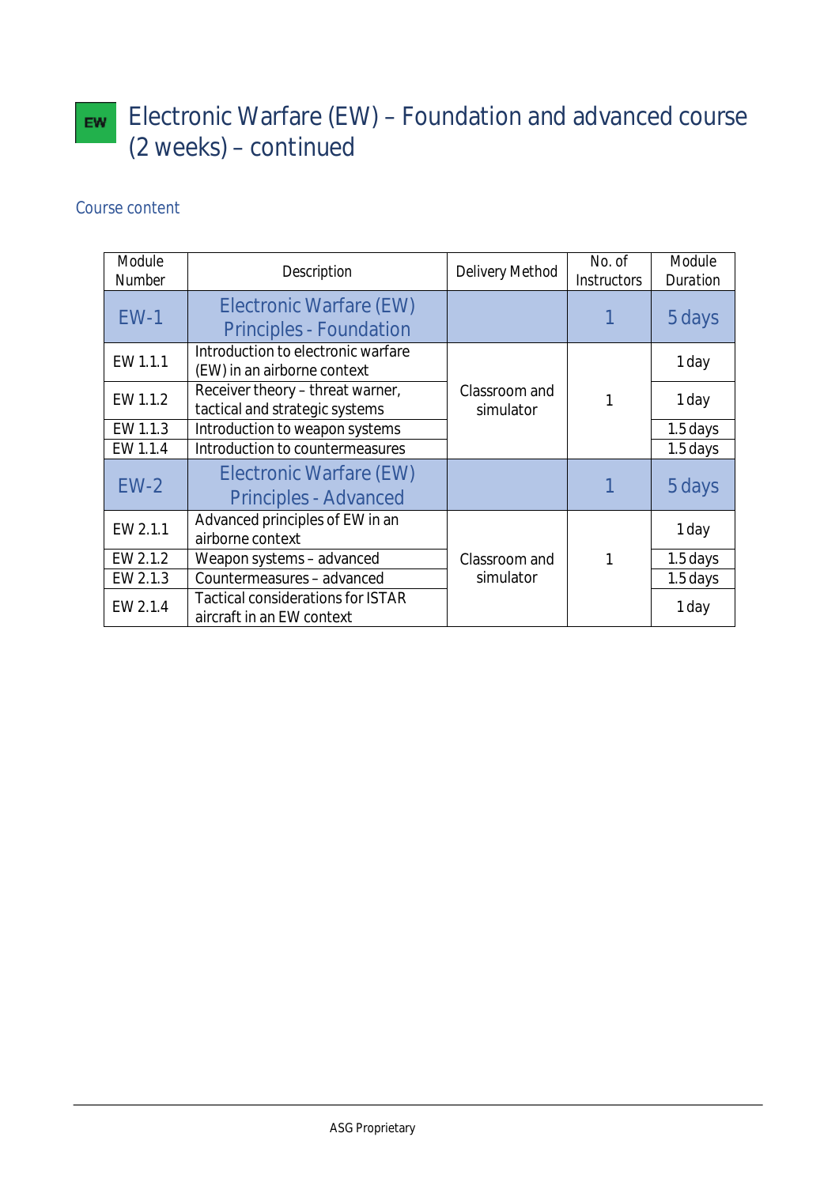# EW Electronic Warfare (EW) – Foundation and advanced course (2 weeks) – continued

## Course content

| Module Number | Description | Delivery Method | No. of Instructors | Module Duration |
|---|---|---|---|---|
| EW-1 | Electronic Warfare (EW) Principles - Foundation | | 1 | 5 days |
| EW 1.1.1 | Introduction to electronic warfare (EW) in an airborne context | Classroom and simulator | 1 | 1 day |
| EW 1.1.2 | Receiver theory – threat warner, tactical and strategic systems | | | 1 day |
| EW 1.1.3 | Introduction to weapon systems | | | 1.5 days |
| EW 1.1.4 | Introduction to countermeasures | | | 1.5 days |
| EW-2 | Electronic Warfare (EW) Principles - Advanced | | 1 | 5 days |
| EW 2.1.1 | Advanced principles of EW in an airborne context | Classroom and simulator | 1 | 1 day |
| EW 2.1.2 | Weapon systems – advanced | | | 1.5 days |
| EW 2.1.3 | Countermeasures – advanced | | | 1.5 days |
| EW 2.1.4 | Tactical considerations for ISTAR aircraft in an EW context | | | 1 day |

ASG Proprietary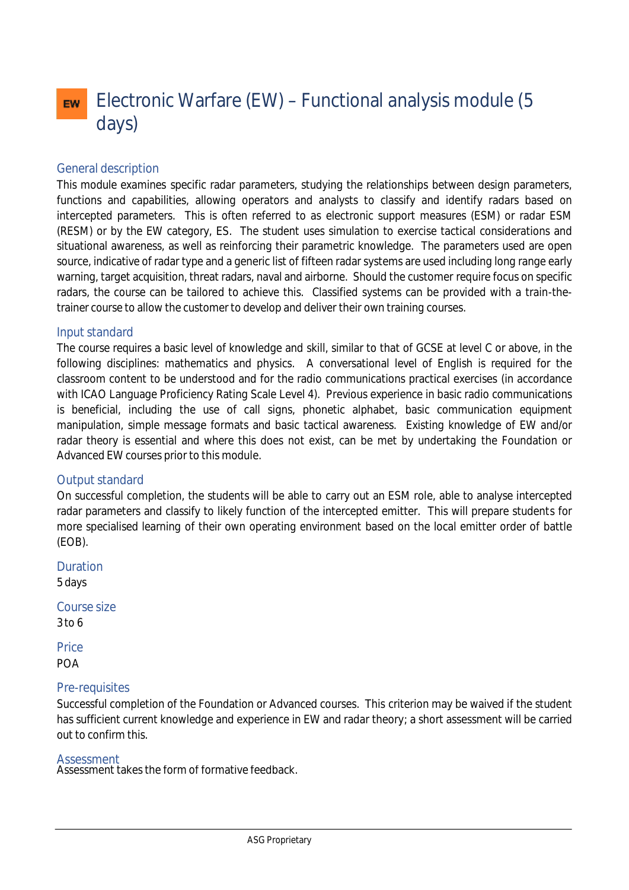# EW Electronic Warfare (EW) – Functional analysis module (5 days)

## General description

This module examines specific radar parameters, studying the relationships between design parameters, functions and capabilities, allowing operators and analysts to classify and identify radars based on intercepted parameters. This is often referred to as electronic support measures (ESM) or radar ESM (RESM) or by the EW category, ES. The student uses simulation to exercise tactical considerations and situational awareness, as well as reinforcing their parametric knowledge. The parameters used are open source, indicative of radar type and a generic list of fifteen radar systems are used including long range early warning, target acquisition, threat radars, naval and airborne. Should the customer require focus on specific radars, the course can be tailored to achieve this. Classified systems can be provided with a train-the-trainer course to allow the customer to develop and deliver their own training courses.

## Input standard

The course requires a basic level of knowledge and skill, similar to that of GCSE at level C or above, in the following disciplines: mathematics and physics. A conversational level of English is required for the classroom content to be understood and for the radio communications practical exercises (in accordance with ICAO Language Proficiency Rating Scale Level 4). Previous experience in basic radio communications is beneficial, including the use of call signs, phonetic alphabet, basic communication equipment manipulation, simple message formats and basic tactical awareness. Existing knowledge of EW and/or radar theory is essential and where this does not exist, can be met by undertaking the Foundation or Advanced EW courses prior to this module.

## Output standard

On successful completion, the students will be able to carry out an ESM role, able to analyse intercepted radar parameters and classify to likely function of the intercepted emitter. This will prepare students for more specialised learning of their own operating environment based on the local emitter order of battle (EOB).

## Duration

5 days

## Course size

3 to 6

## Price

POA

## Pre-requisites

Successful completion of the Foundation or Advanced courses. This criterion may be waived if the student has sufficient current knowledge and experience in EW and radar theory; a short assessment will be carried out to confirm this.

## Assessment

Assessment takes the form of formative feedback.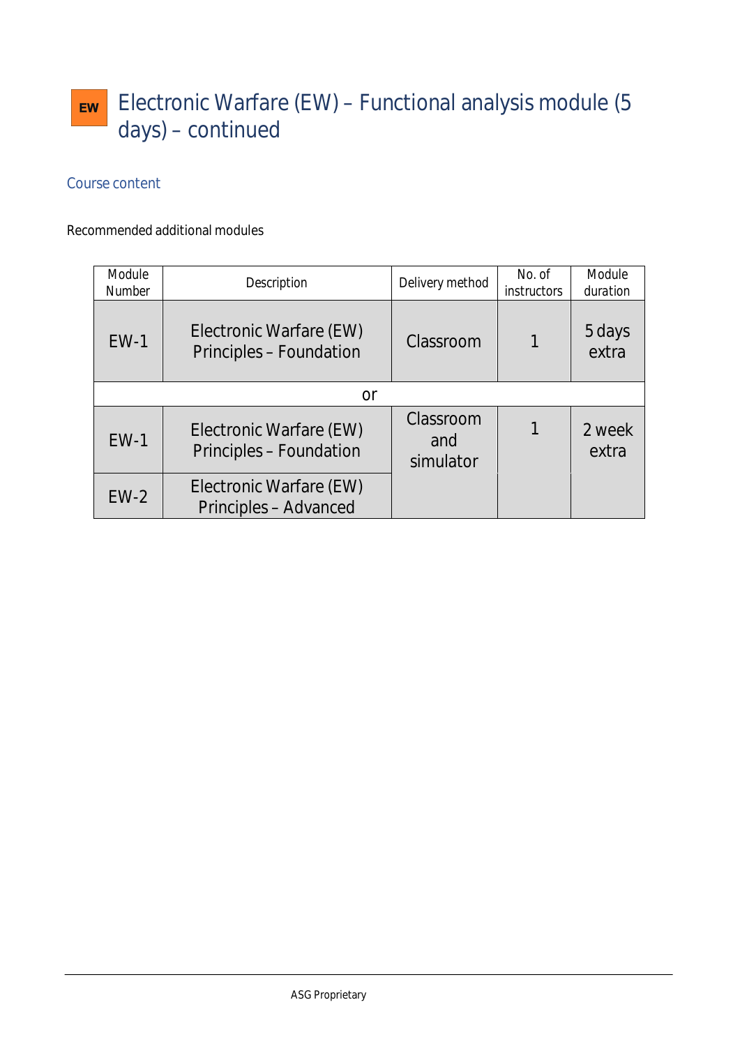# EW Electronic Warfare (EW) – Functional analysis module (5 days) – continued

## Course content

Recommended additional modules

| Module Number | Description | Delivery method | No. of instructors | Module duration |
|---|---|---|---|---|
| EW-1 | Electronic Warfare (EW) Principles – Foundation | Classroom | 1 | 5 days extra |
| or | | | | |
| EW-1 | Electronic Warfare (EW) Principles – Foundation | Classroom and simulator | 1 | 2 week extra |
| EW-2 | Electronic Warfare (EW) Principles – Advanced | | | |

ASG Proprietary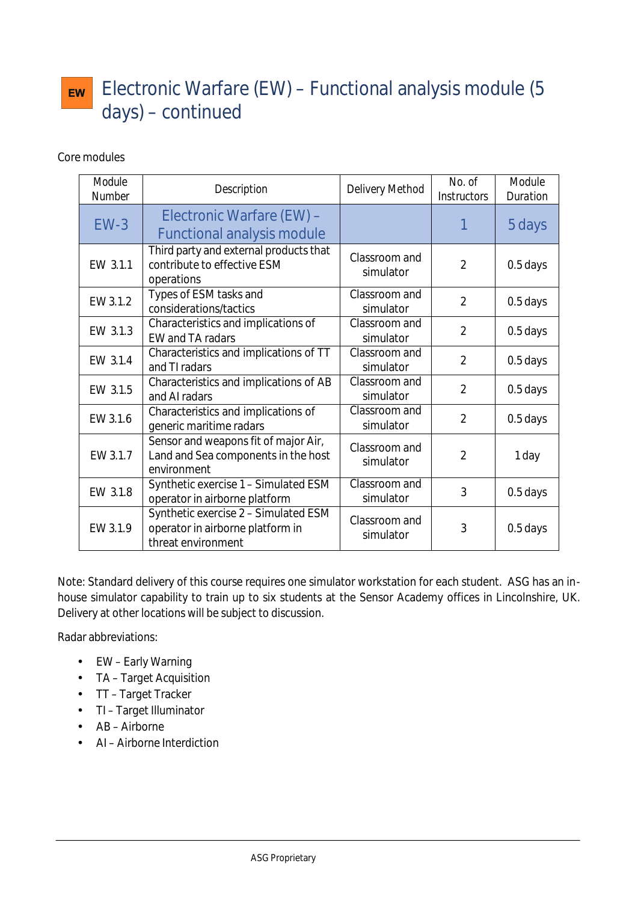# EW Electronic Warfare (EW) – Functional analysis module (5 days) – continued

Core modules

| Module Number | Description | Delivery Method | No. of Instructors | Module Duration |
|---|---|---|---|---|
| EW-3 | Electronic Warfare (EW) – Functional analysis module | | 1 | 5 days |
| EW 3.1.1 | Third party and external products that contribute to effective ESM operations | Classroom and simulator | 2 | 0.5 days |
| EW 3.1.2 | Types of ESM tasks and considerations/tactics | Classroom and simulator | 2 | 0.5 days |
| EW 3.1.3 | Characteristics and implications of EW and TA radars | Classroom and simulator | 2 | 0.5 days |
| EW 3.1.4 | Characteristics and implications of TT and TI radars | Classroom and simulator | 2 | 0.5 days |
| EW 3.1.5 | Characteristics and implications of AB and AI radars | Classroom and simulator | 2 | 0.5 days |
| EW 3.1.6 | Characteristics and implications of generic maritime radars | Classroom and simulator | 2 | 0.5 days |
| EW 3.1.7 | Sensor and weapons fit of major Air, Land and Sea components in the host environment | Classroom and simulator | 2 | 1 day |
| EW 3.1.8 | Synthetic exercise 1 – Simulated ESM operator in airborne platform | Classroom and simulator | 3 | 0.5 days |
| EW 3.1.9 | Synthetic exercise 2 – Simulated ESM operator in airborne platform in threat environment | Classroom and simulator | 3 | 0.5 days |

Note: Standard delivery of this course requires one simulator workstation for each student. ASG has an in-house simulator capability to train up to six students at the Sensor Academy offices in Lincolnshire, UK. Delivery at other locations will be subject to discussion.

Radar abbreviations:

- EW – Early Warning
- TA – Target Acquisition
- TT – Target Tracker
- TI – Target Illuminator
- AB – Airborne
- AI – Airborne Interdiction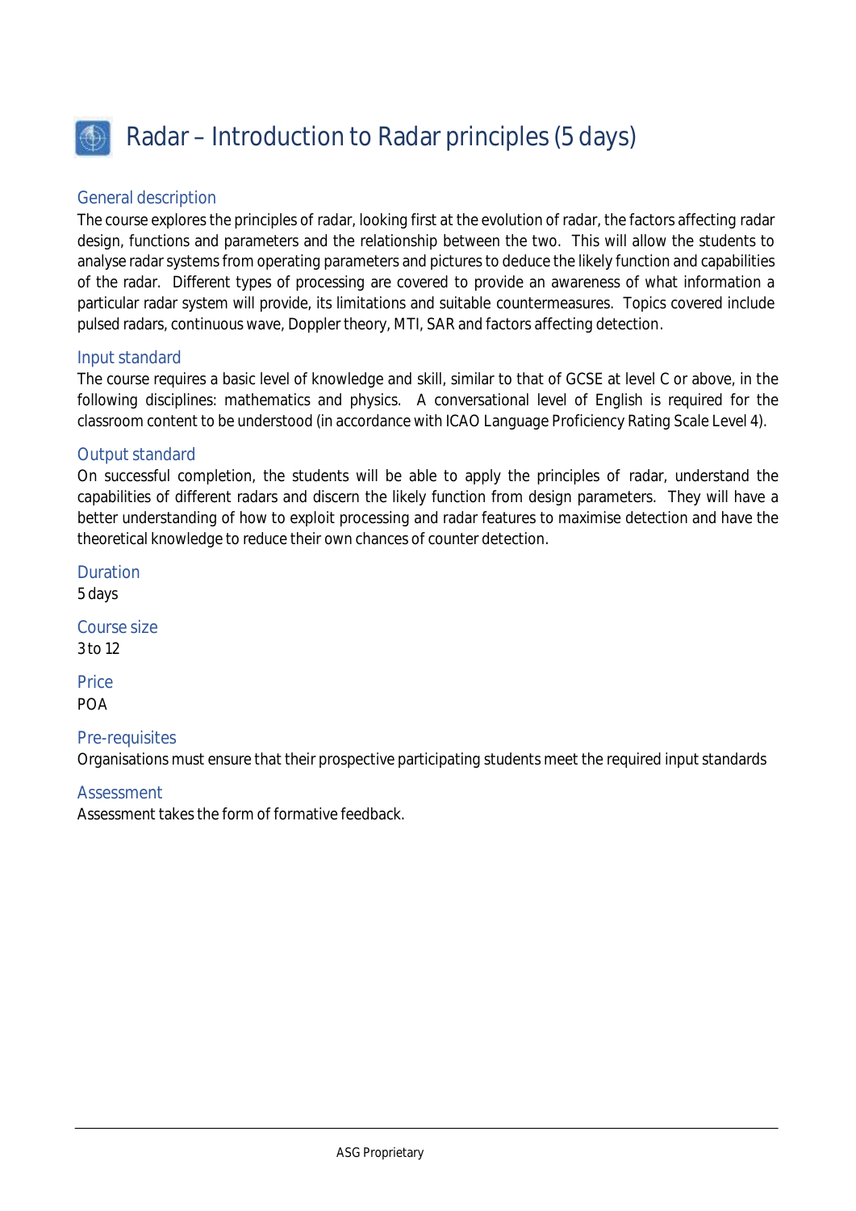# Radar – Introduction to Radar principles (5 days)

## General description

The course explores the principles of radar, looking first at the evolution of radar, the factors affecting radar design, functions and parameters and the relationship between the two. This will allow the students to analyse radar systems from operating parameters and pictures to deduce the likely function and capabilities of the radar. Different types of processing are covered to provide an awareness of what information a particular radar system will provide, its limitations and suitable countermeasures. Topics covered include pulsed radars, continuous wave, Doppler theory, MTI, SAR and factors affecting detection.

## Input standard

The course requires a basic level of knowledge and skill, similar to that of GCSE at level C or above, in the following disciplines: mathematics and physics. A conversational level of English is required for the classroom content to be understood (in accordance with ICAO Language Proficiency Rating Scale Level 4).

## Output standard

On successful completion, the students will be able to apply the principles of radar, understand the capabilities of different radars and discern the likely function from design parameters. They will have a better understanding of how to exploit processing and radar features to maximise detection and have the theoretical knowledge to reduce their own chances of counter detection.

## Duration

5 days

## Course size

3 to 12

## Price

POA

## Pre-requisites

Organisations must ensure that their prospective participating students meet the required input standards

## Assessment

Assessment takes the form of formative feedback.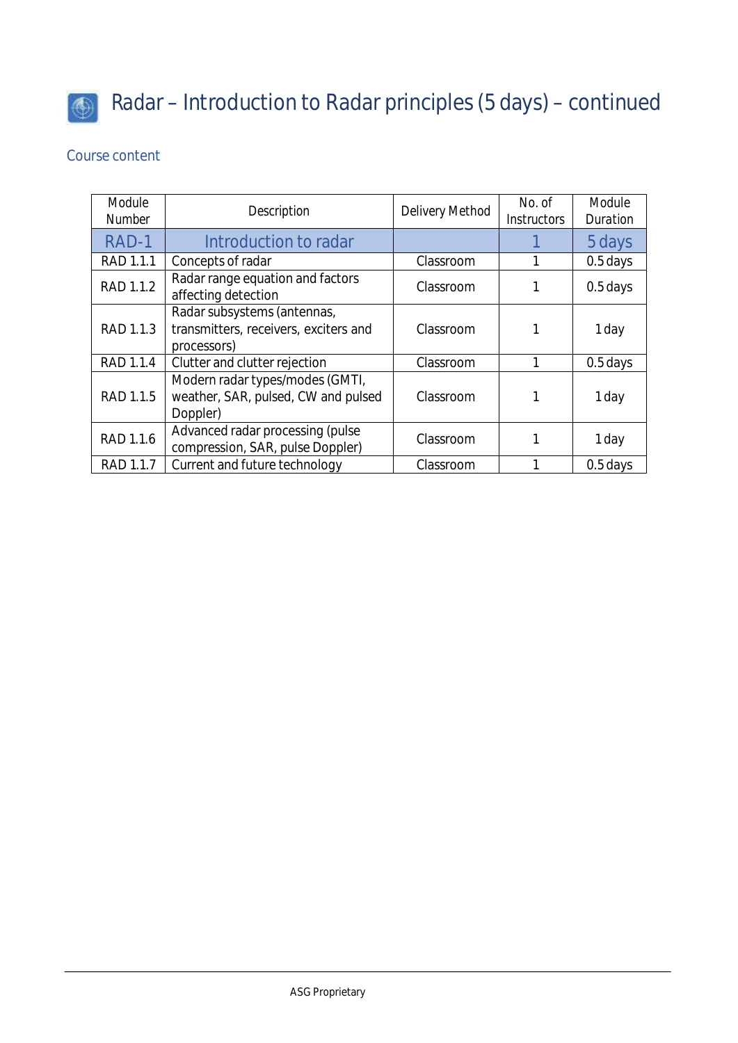# Radar – Introduction to Radar principles (5 days) – continued

## Course content

| Module Number | Description | Delivery Method | No. of Instructors | Module Duration |
|---|---|---|---|---|
| RAD-1 | Introduction to radar | | 1 | 5 days |
| RAD 1.1.1 | Concepts of radar | Classroom | 1 | 0.5 days |
| RAD 1.1.2 | Radar range equation and factors affecting detection | Classroom | 1 | 0.5 days |
| RAD 1.1.3 | Radar subsystems (antennas, transmitters, receivers, exciters and processors) | Classroom | 1 | 1 day |
| RAD 1.1.4 | Clutter and clutter rejection | Classroom | 1 | 0.5 days |
| RAD 1.1.5 | Modern radar types/modes (GMTI, weather, SAR, pulsed, CW and pulsed Doppler) | Classroom | 1 | 1 day |
| RAD 1.1.6 | Advanced radar processing (pulse compression, SAR, pulse Doppler) | Classroom | 1 | 1 day |
| RAD 1.1.7 | Current and future technology | Classroom | 1 | 0.5 days |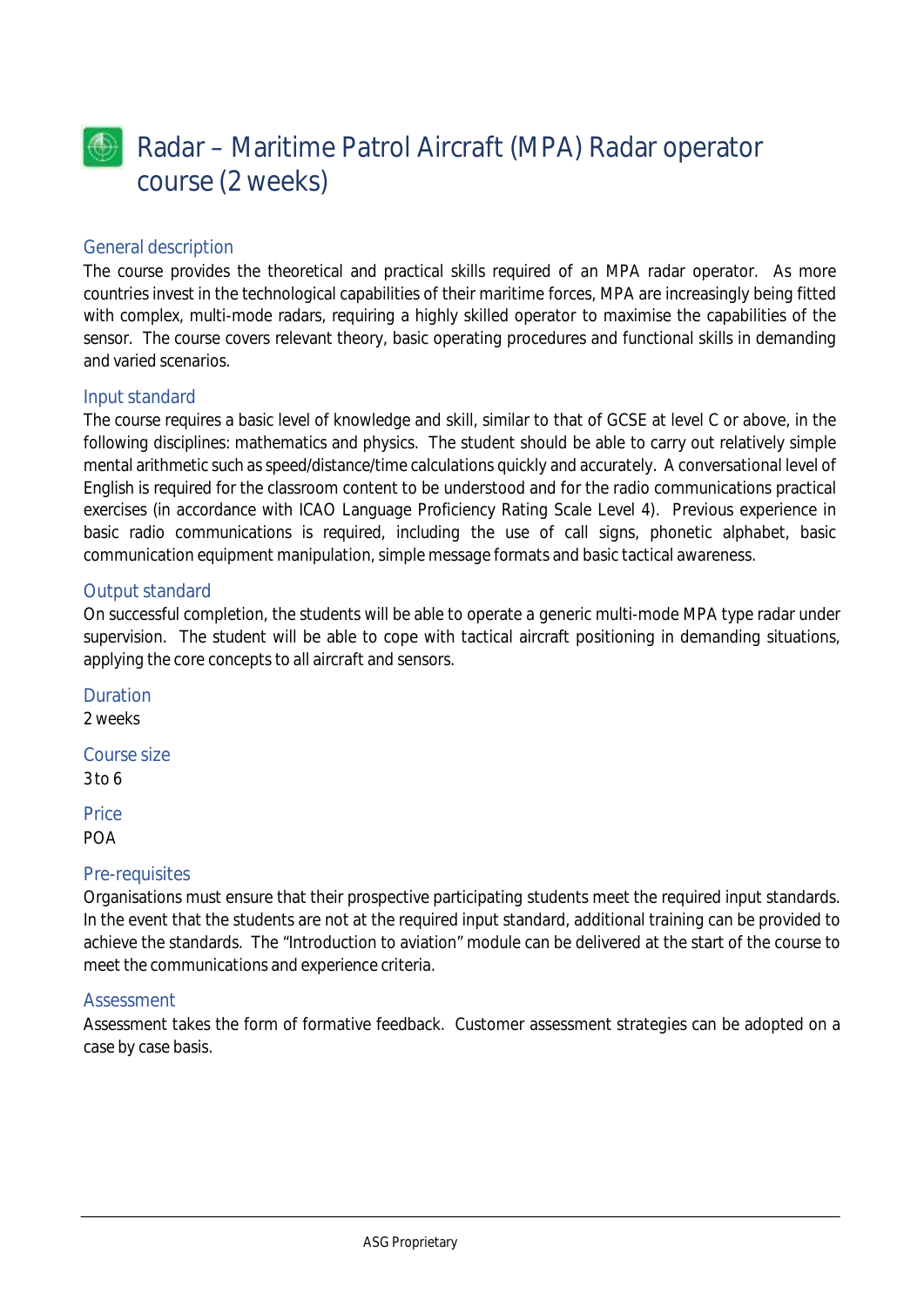# Radar – Maritime Patrol Aircraft (MPA) Radar operator course (2 weeks)

## General description

The course provides the theoretical and practical skills required of an MPA radar operator. As more countries invest in the technological capabilities of their maritime forces, MPA are increasingly being fitted with complex, multi-mode radars, requiring a highly skilled operator to maximise the capabilities of the sensor. The course covers relevant theory, basic operating procedures and functional skills in demanding and varied scenarios.

## Input standard

The course requires a basic level of knowledge and skill, similar to that of GCSE at level C or above, in the following disciplines: mathematics and physics. The student should be able to carry out relatively simple mental arithmetic such as speed/distance/time calculations quickly and accurately. A conversational level of English is required for the classroom content to be understood and for the radio communications practical exercises (in accordance with ICAO Language Proficiency Rating Scale Level 4). Previous experience in basic radio communications is required, including the use of call signs, phonetic alphabet, basic communication equipment manipulation, simple message formats and basic tactical awareness.

## Output standard

On successful completion, the students will be able to operate a generic multi-mode MPA type radar under supervision. The student will be able to cope with tactical aircraft positioning in demanding situations, applying the core concepts to all aircraft and sensors.

## Duration

2 weeks

## Course size

3 to 6

## Price

POA

## Pre-requisites

Organisations must ensure that their prospective participating students meet the required input standards. In the event that the students are not at the required input standard, additional training can be provided to achieve the standards. The "Introduction to aviation" module can be delivered at the start of the course to meet the communications and experience criteria.

## Assessment

Assessment takes the form of formative feedback. Customer assessment strategies can be adopted on a case by case basis.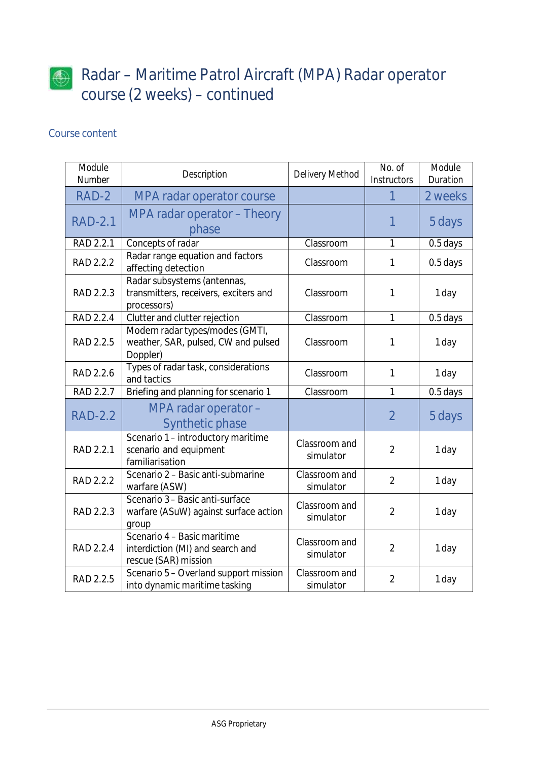# Radar – Maritime Patrol Aircraft (MPA) Radar operator course (2 weeks) – continued

## Course content

| Module Number | Description | Delivery Method | No. of Instructors | Module Duration |
|---|---|---|---|---|
| RAD-2 | MPA radar operator course | | 1 | 2 weeks |
| RAD-2.1 | MPA radar operator – Theory phase | | 1 | 5 days |
| RAD 2.2.1 | Concepts of radar | Classroom | 1 | 0.5 days |
| RAD 2.2.2 | Radar range equation and factors affecting detection | Classroom | 1 | 0.5 days |
| RAD 2.2.3 | Radar subsystems (antennas, transmitters, receivers, exciters and processors) | Classroom | 1 | 1 day |
| RAD 2.2.4 | Clutter and clutter rejection | Classroom | 1 | 0.5 days |
| RAD 2.2.5 | Modern radar types/modes (GMTI, weather, SAR, pulsed, CW and pulsed Doppler) | Classroom | 1 | 1 day |
| RAD 2.2.6 | Types of radar task, considerations and tactics | Classroom | 1 | 1 day |
| RAD 2.2.7 | Briefing and planning for scenario 1 | Classroom | 1 | 0.5 days |
| RAD-2.2 | MPA radar operator – Synthetic phase | | 2 | 5 days |
| RAD 2.2.1 | Scenario 1 – introductory maritime scenario and equipment familiarisation | Classroom and simulator | 2 | 1 day |
| RAD 2.2.2 | Scenario 2 – Basic anti-submarine warfare (ASW) | Classroom and simulator | 2 | 1 day |
| RAD 2.2.3 | Scenario 3 – Basic anti-surface warfare (ASuW) against surface action group | Classroom and simulator | 2 | 1 day |
| RAD 2.2.4 | Scenario 4 – Basic maritime interdiction (MI) and search and rescue (SAR) mission | Classroom and simulator | 2 | 1 day |
| RAD 2.2.5 | Scenario 5 – Overland support mission into dynamic maritime tasking | Classroom and simulator | 2 | 1 day |

ASG Proprietary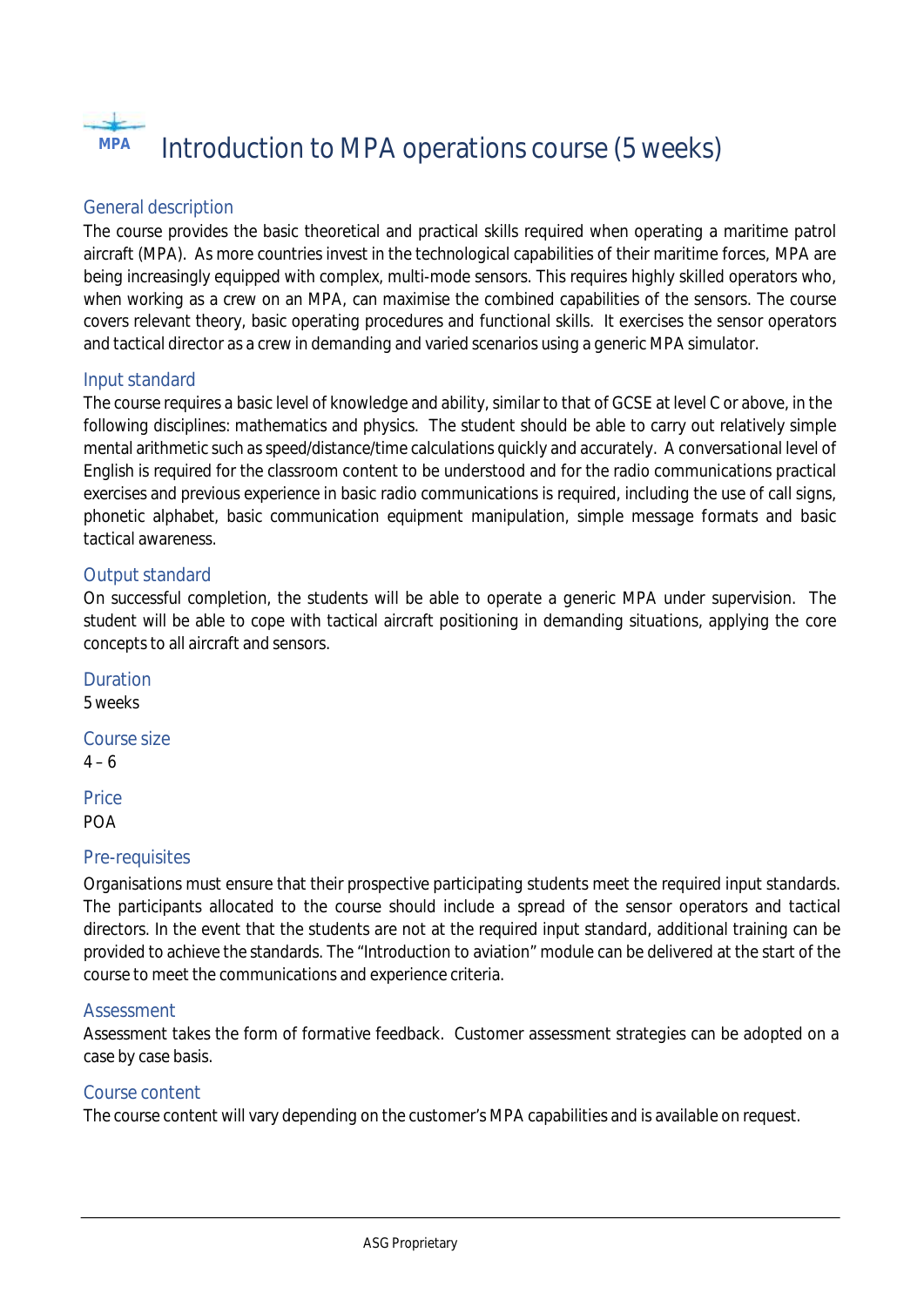# Introduction to MPA operations course (5 weeks)

## General description

The course provides the basic theoretical and practical skills required when operating a maritime patrol aircraft (MPA). As more countries invest in the technological capabilities of their maritime forces, MPA are being increasingly equipped with complex, multi-mode sensors. This requires highly skilled operators who, when working as a crew on an MPA, can maximise the combined capabilities of the sensors. The course covers relevant theory, basic operating procedures and functional skills. It exercises the sensor operators and tactical director as a crew in demanding and varied scenarios using a generic MPA simulator.

## Input standard

The course requires a basic level of knowledge and ability, similar to that of GCSE at level C or above, in the following disciplines: mathematics and physics. The student should be able to carry out relatively simple mental arithmetic such as speed/distance/time calculations quickly and accurately. A conversational level of English is required for the classroom content to be understood and for the radio communications practical exercises and previous experience in basic radio communications is required, including the use of call signs, phonetic alphabet, basic communication equipment manipulation, simple message formats and basic tactical awareness.

## Output standard

On successful completion, the students will be able to operate a generic MPA under supervision. The student will be able to cope with tactical aircraft positioning in demanding situations, applying the core concepts to all aircraft and sensors.

## Duration

5 weeks

## Course size

4 – 6

## Price

POA

## Pre-requisites

Organisations must ensure that their prospective participating students meet the required input standards. The participants allocated to the course should include a spread of the sensor operators and tactical directors. In the event that the students are not at the required input standard, additional training can be provided to achieve the standards. The "Introduction to aviation" module can be delivered at the start of the course to meet the communications and experience criteria.

## Assessment

Assessment takes the form of formative feedback. Customer assessment strategies can be adopted on a case by case basis.

## Course content

The course content will vary depending on the customer's MPA capabilities and is available on request.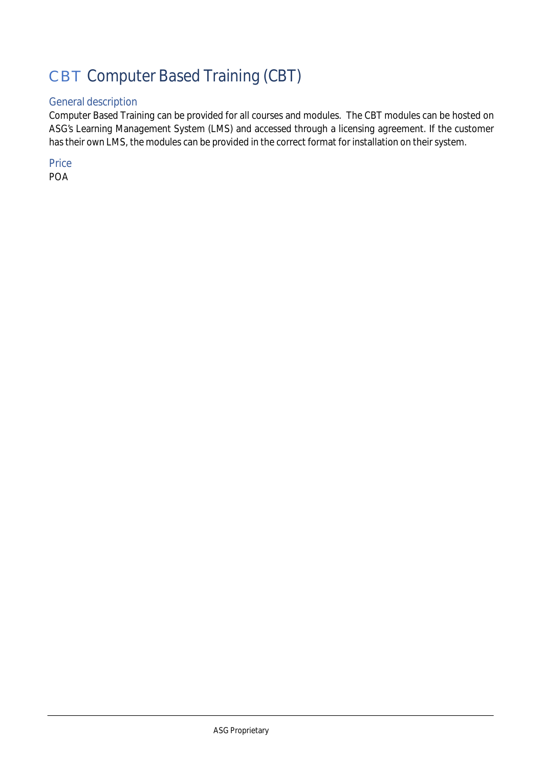# CBT Computer Based Training (CBT)

## General description

Computer Based Training can be provided for all courses and modules. The CBT modules can be hosted on ASG's Learning Management System (LMS) and accessed through a licensing agreement. If the customer has their own LMS, the modules can be provided in the correct format for installation on their system.

## Price

POA